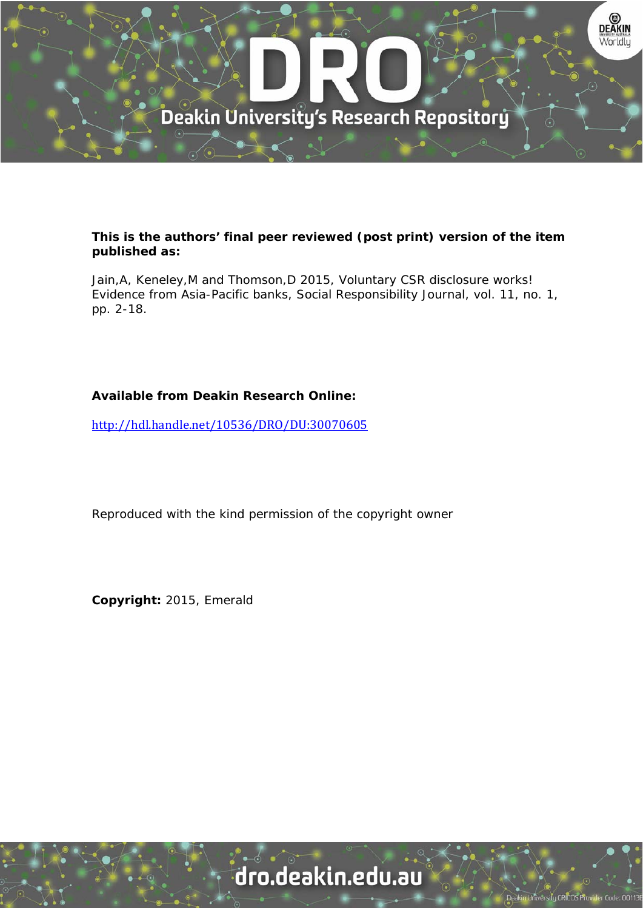**This is the authors' final peer reviewed (post print) version of the item published as:**

Jain,A, Keneley,M and Thomson,D 2015, Voluntary CSR disclosure works! Evidence from Asia-Pacific banks, Social Responsibility Journal, vol. 11, no. 1, pp. 2-18.

**Available from Deakin Research Online:**

http://hdl.handle.net/10536/DRO/DU:30070605

Reproduced with the kind permission of the copyright owner

**Copyright:** 2015, Emerald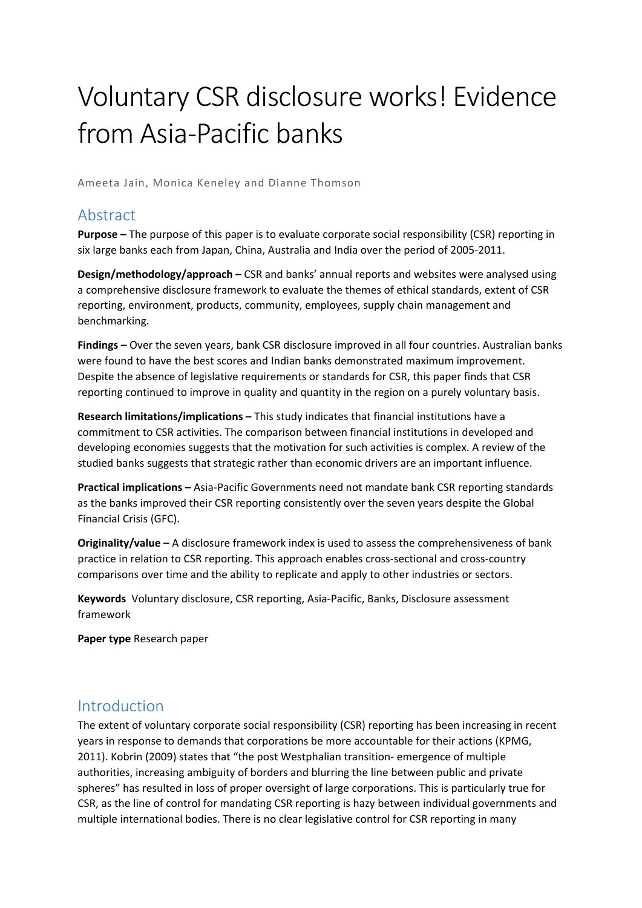# Voluntary CSR disclosure works! Evidence from Asia-Pacific banks

Ameeta Jain, Monica Keneley and Dianne Thomson

## Abstract

**Purpose –** The purpose of this paper is to evaluate corporate social responsibility (CSR) reporting in six large banks each from Japan, China, Australia and India over the period of 2005-2011.

**Design/methodology/approach –** CSR and banks' annual reports and websites were analysed using a comprehensive disclosure framework to evaluate the themes of ethical standards, extent of CSR reporting, environment, products, community, employees, supply chain management and benchmarking.

**Findings –** Over the seven years, bank CSR disclosure improved in all four countries. Australian banks were found to have the best scores and Indian banks demonstrated maximum improvement. Despite the absence of legislative requirements or standards for CSR, this paper finds that CSR reporting continued to improve in quality and quantity in the region on a purely voluntary basis.

**Research limitations/implications –** This study indicates that financial institutions have a commitment to CSR activities. The comparison between financial institutions in developed and developing economies suggests that the motivation for such activities is complex. A review of the studied banks suggests that strategic rather than economic drivers are an important influence.

**Practical implications –** Asia-Pacific Governments need not mandate bank CSR reporting standards as the banks improved their CSR reporting consistently over the seven years despite the Global Financial Crisis (GFC).

**Originality/value –** A disclosure framework index is used to assess the comprehensiveness of bank practice in relation to CSR reporting. This approach enables cross-sectional and cross-country comparisons over time and the ability to replicate and apply to other industries or sectors.

**Keywords** Voluntary disclosure, CSR reporting, Asia-Pacific, Banks, Disclosure assessment framework

**Paper type** Research paper

## Introduction

The extent of voluntary corporate social responsibility (CSR) reporting has been increasing in recent years in response to demands that corporations be more accountable for their actions (KPMG, 2011). Kobrin (2009) states that "the post Westphalian transition- emergence of multiple authorities, increasing ambiguity of borders and blurring the line between public and private spheres" has resulted in loss of proper oversight of large corporations. This is particularly true for CSR, as the line of control for mandating CSR reporting is hazy between individual governments and multiple international bodies. There is no clear legislative control for CSR reporting in many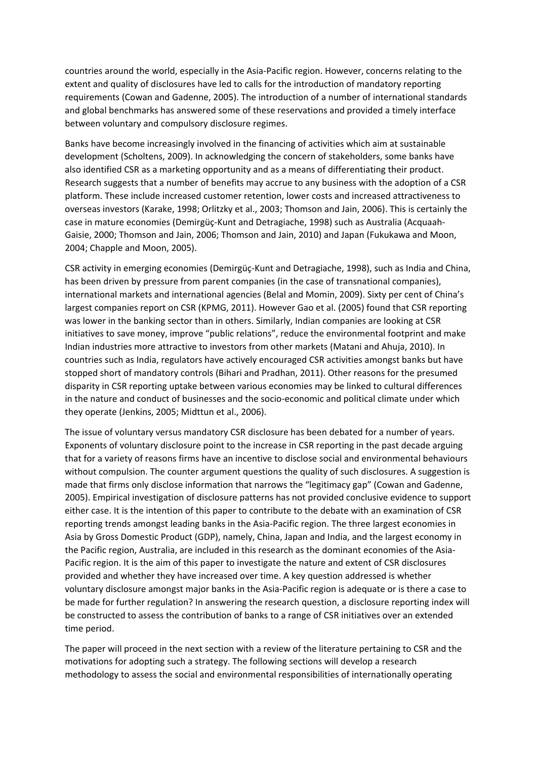countries around the world, especially in the Asia-Pacific region. However, concerns relating to the extent and quality of disclosures have led to calls for the introduction of mandatory reporting requirements (Cowan and Gadenne, 2005). The introduction of a number of international standards and global benchmarks has answered some of these reservations and provided a timely interface between voluntary and compulsory disclosure regimes.

Banks have become increasingly involved in the financing of activities which aim at sustainable development (Scholtens, 2009). In acknowledging the concern of stakeholders, some banks have also identified CSR as a marketing opportunity and as a means of differentiating their product. Research suggests that a number of benefits may accrue to any business with the adoption of a CSR platform. These include increased customer retention, lower costs and increased attractiveness to overseas investors (Karake, 1998; Orlitzky et al., 2003; Thomson and Jain, 2006). This is certainly the case in mature economies (Demirgüç-Kunt and Detragiache, 1998) such as Australia (Acquaah-Gaisie, 2000; Thomson and Jain, 2006; Thomson and Jain, 2010) and Japan (Fukukawa and Moon, 2004; Chapple and Moon, 2005).

CSR activity in emerging economies (Demirgüç-Kunt and Detragiache, 1998), such as India and China, has been driven by pressure from parent companies (in the case of transnational companies), international markets and international agencies (Belal and Momin, 2009). Sixty per cent of China's largest companies report on CSR (KPMG, 2011). However Gao et al. (2005) found that CSR reporting was lower in the banking sector than in others. Similarly, Indian companies are looking at CSR initiatives to save money, improve "public relations", reduce the environmental footprint and make Indian industries more attractive to investors from other markets (Matani and Ahuja, 2010). In countries such as India, regulators have actively encouraged CSR activities amongst banks but have stopped short of mandatory controls (Bihari and Pradhan, 2011). Other reasons for the presumed disparity in CSR reporting uptake between various economies may be linked to cultural differences in the nature and conduct of businesses and the socio-economic and political climate under which they operate (Jenkins, 2005; Midttun et al., 2006).

The issue of voluntary versus mandatory CSR disclosure has been debated for a number of years. Exponents of voluntary disclosure point to the increase in CSR reporting in the past decade arguing that for a variety of reasons firms have an incentive to disclose social and environmental behaviours without compulsion. The counter argument questions the quality of such disclosures. A suggestion is made that firms only disclose information that narrows the "legitimacy gap" (Cowan and Gadenne, 2005). Empirical investigation of disclosure patterns has not provided conclusive evidence to support either case. It is the intention of this paper to contribute to the debate with an examination of CSR reporting trends amongst leading banks in the Asia-Pacific region. The three largest economies in Asia by Gross Domestic Product (GDP), namely, China, Japan and India, and the largest economy in the Pacific region, Australia, are included in this research as the dominant economies of the Asia-Pacific region. It is the aim of this paper to investigate the nature and extent of CSR disclosures provided and whether they have increased over time. A key question addressed is whether voluntary disclosure amongst major banks in the Asia-Pacific region is adequate or is there a case to be made for further regulation? In answering the research question, a disclosure reporting index will be constructed to assess the contribution of banks to a range of CSR initiatives over an extended time period.

The paper will proceed in the next section with a review of the literature pertaining to CSR and the motivations for adopting such a strategy. The following sections will develop a research methodology to assess the social and environmental responsibilities of internationally operating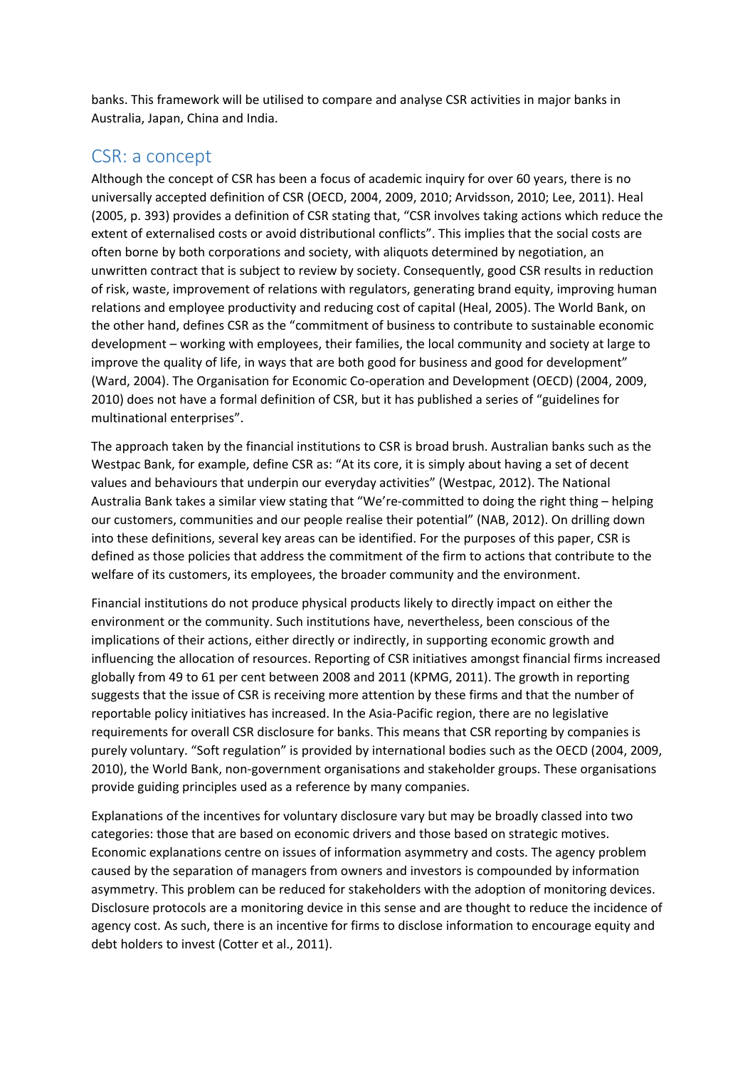banks. This framework will be utilised to compare and analyse CSR activities in major banks in Australia, Japan, China and India.

## CSR: a concept

Although the concept of CSR has been a focus of academic inquiry for over 60 years, there is no universally accepted definition of CSR (OECD, 2004, 2009, 2010; Arvidsson, 2010; Lee, 2011). Heal (2005, p. 393) provides a definition of CSR stating that, "CSR involves taking actions which reduce the extent of externalised costs or avoid distributional conflicts". This implies that the social costs are often borne by both corporations and society, with aliquots determined by negotiation, an unwritten contract that is subject to review by society. Consequently, good CSR results in reduction of risk, waste, improvement of relations with regulators, generating brand equity, improving human relations and employee productivity and reducing cost of capital (Heal, 2005). The World Bank, on the other hand, defines CSR as the "commitment of business to contribute to sustainable economic development – working with employees, their families, the local community and society at large to improve the quality of life, in ways that are both good for business and good for development" (Ward, 2004). The Organisation for Economic Co-operation and Development (OECD) (2004, 2009, 2010) does not have a formal definition of CSR, but it has published a series of "guidelines for multinational enterprises".

The approach taken by the financial institutions to CSR is broad brush. Australian banks such as the Westpac Bank, for example, define CSR as: "At its core, it is simply about having a set of decent values and behaviours that underpin our everyday activities" (Westpac, 2012). The National Australia Bank takes a similar view stating that "We're-committed to doing the right thing – helping our customers, communities and our people realise their potential" (NAB, 2012). On drilling down into these definitions, several key areas can be identified. For the purposes of this paper, CSR is defined as those policies that address the commitment of the firm to actions that contribute to the welfare of its customers, its employees, the broader community and the environment.

Financial institutions do not produce physical products likely to directly impact on either the environment or the community. Such institutions have, nevertheless, been conscious of the implications of their actions, either directly or indirectly, in supporting economic growth and influencing the allocation of resources. Reporting of CSR initiatives amongst financial firms increased globally from 49 to 61 per cent between 2008 and 2011 (KPMG, 2011). The growth in reporting suggests that the issue of CSR is receiving more attention by these firms and that the number of reportable policy initiatives has increased. In the Asia-Pacific region, there are no legislative requirements for overall CSR disclosure for banks. This means that CSR reporting by companies is purely voluntary. "Soft regulation" is provided by international bodies such as the OECD (2004, 2009, 2010), the World Bank, non-government organisations and stakeholder groups. These organisations provide guiding principles used as a reference by many companies.

Explanations of the incentives for voluntary disclosure vary but may be broadly classed into two categories: those that are based on economic drivers and those based on strategic motives. Economic explanations centre on issues of information asymmetry and costs. The agency problem caused by the separation of managers from owners and investors is compounded by information asymmetry. This problem can be reduced for stakeholders with the adoption of monitoring devices. Disclosure protocols are a monitoring device in this sense and are thought to reduce the incidence of agency cost. As such, there is an incentive for firms to disclose information to encourage equity and debt holders to invest (Cotter et al., 2011).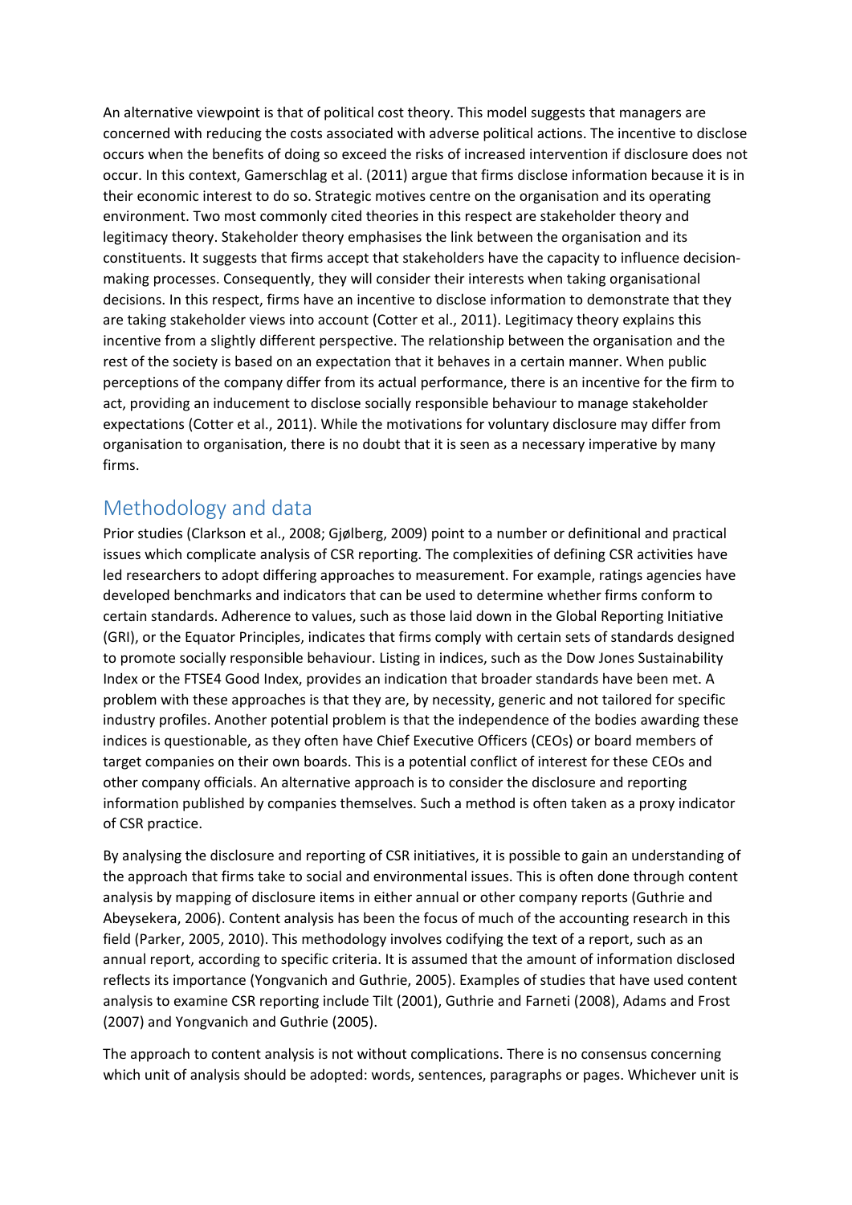An alternative viewpoint is that of political cost theory. This model suggests that managers are concerned with reducing the costs associated with adverse political actions. The incentive to disclose occurs when the benefits of doing so exceed the risks of increased intervention if disclosure does not occur. In this context, Gamerschlag et al. (2011) argue that firms disclose information because it is in their economic interest to do so. Strategic motives centre on the organisation and its operating environment. Two most commonly cited theories in this respect are stakeholder theory and legitimacy theory. Stakeholder theory emphasises the link between the organisation and its constituents. It suggests that firms accept that stakeholders have the capacity to influence decision-making processes. Consequently, they will consider their interests when taking organisational decisions. In this respect, firms have an incentive to disclose information to demonstrate that they are taking stakeholder views into account (Cotter et al., 2011). Legitimacy theory explains this incentive from a slightly different perspective. The relationship between the organisation and the rest of the society is based on an expectation that it behaves in a certain manner. When public perceptions of the company differ from its actual performance, there is an incentive for the firm to act, providing an inducement to disclose socially responsible behaviour to manage stakeholder expectations (Cotter et al., 2011). While the motivations for voluntary disclosure may differ from organisation to organisation, there is no doubt that it is seen as a necessary imperative by many firms.

## Methodology and data

Prior studies (Clarkson et al., 2008; Gjølberg, 2009) point to a number or definitional and practical issues which complicate analysis of CSR reporting. The complexities of defining CSR activities have led researchers to adopt differing approaches to measurement. For example, ratings agencies have developed benchmarks and indicators that can be used to determine whether firms conform to certain standards. Adherence to values, such as those laid down in the Global Reporting Initiative (GRI), or the Equator Principles, indicates that firms comply with certain sets of standards designed to promote socially responsible behaviour. Listing in indices, such as the Dow Jones Sustainability Index or the FTSE4 Good Index, provides an indication that broader standards have been met. A problem with these approaches is that they are, by necessity, generic and not tailored for specific industry profiles. Another potential problem is that the independence of the bodies awarding these indices is questionable, as they often have Chief Executive Officers (CEOs) or board members of target companies on their own boards. This is a potential conflict of interest for these CEOs and other company officials. An alternative approach is to consider the disclosure and reporting information published by companies themselves. Such a method is often taken as a proxy indicator of CSR practice.

By analysing the disclosure and reporting of CSR initiatives, it is possible to gain an understanding of the approach that firms take to social and environmental issues. This is often done through content analysis by mapping of disclosure items in either annual or other company reports (Guthrie and Abeysekera, 2006). Content analysis has been the focus of much of the accounting research in this field (Parker, 2005, 2010). This methodology involves codifying the text of a report, such as an annual report, according to specific criteria. It is assumed that the amount of information disclosed reflects its importance (Yongvanich and Guthrie, 2005). Examples of studies that have used content analysis to examine CSR reporting include Tilt (2001), Guthrie and Farneti (2008), Adams and Frost (2007) and Yongvanich and Guthrie (2005).

The approach to content analysis is not without complications. There is no consensus concerning which unit of analysis should be adopted: words, sentences, paragraphs or pages. Whichever unit is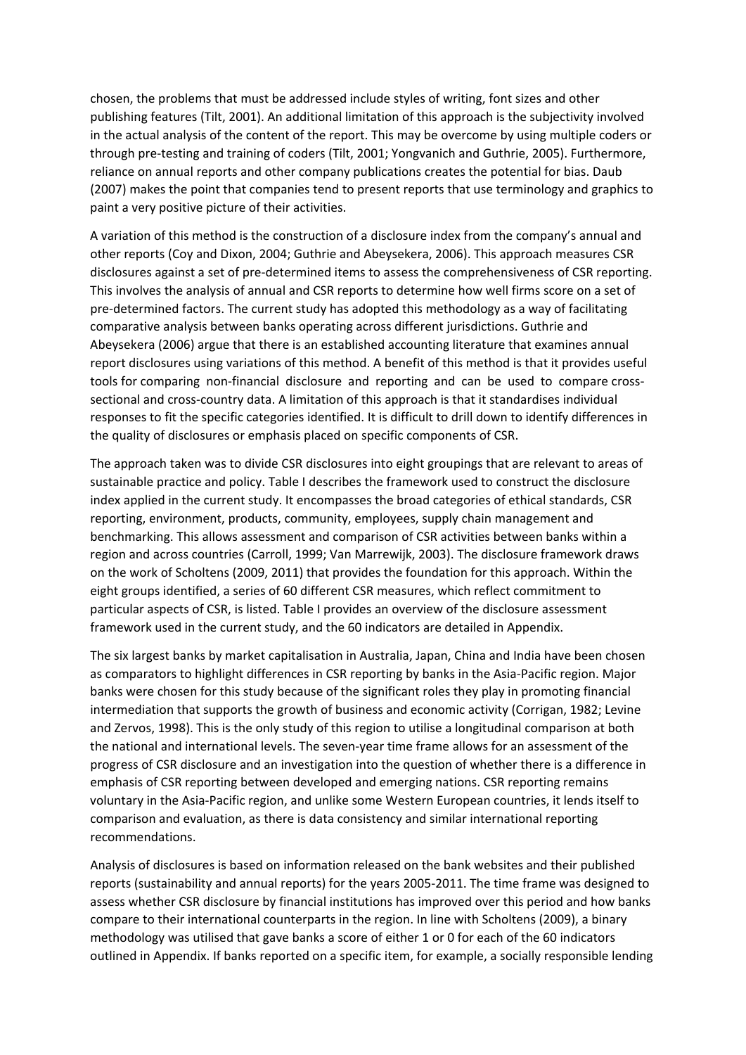chosen, the problems that must be addressed include styles of writing, font sizes and other publishing features (Tilt, 2001). An additional limitation of this approach is the subjectivity involved in the actual analysis of the content of the report. This may be overcome by using multiple coders or through pre-testing and training of coders (Tilt, 2001; Yongvanich and Guthrie, 2005). Furthermore, reliance on annual reports and other company publications creates the potential for bias. Daub (2007) makes the point that companies tend to present reports that use terminology and graphics to paint a very positive picture of their activities.

A variation of this method is the construction of a disclosure index from the company's annual and other reports (Coy and Dixon, 2004; Guthrie and Abeysekera, 2006). This approach measures CSR disclosures against a set of pre-determined items to assess the comprehensiveness of CSR reporting. This involves the analysis of annual and CSR reports to determine how well firms score on a set of pre-determined factors. The current study has adopted this methodology as a way of facilitating comparative analysis between banks operating across different jurisdictions. Guthrie and Abeysekera (2006) argue that there is an established accounting literature that examines annual report disclosures using variations of this method. A benefit of this method is that it provides useful tools for comparing non-financial disclosure and reporting and can be used to compare cross-sectional and cross-country data. A limitation of this approach is that it standardises individual responses to fit the specific categories identified. It is difficult to drill down to identify differences in the quality of disclosures or emphasis placed on specific components of CSR.

The approach taken was to divide CSR disclosures into eight groupings that are relevant to areas of sustainable practice and policy. Table I describes the framework used to construct the disclosure index applied in the current study. It encompasses the broad categories of ethical standards, CSR reporting, environment, products, community, employees, supply chain management and benchmarking. This allows assessment and comparison of CSR activities between banks within a region and across countries (Carroll, 1999; Van Marrewijk, 2003). The disclosure framework draws on the work of Scholtens (2009, 2011) that provides the foundation for this approach. Within the eight groups identified, a series of 60 different CSR measures, which reflect commitment to particular aspects of CSR, is listed. Table I provides an overview of the disclosure assessment framework used in the current study, and the 60 indicators are detailed in Appendix.

The six largest banks by market capitalisation in Australia, Japan, China and India have been chosen as comparators to highlight differences in CSR reporting by banks in the Asia-Pacific region. Major banks were chosen for this study because of the significant roles they play in promoting financial intermediation that supports the growth of business and economic activity (Corrigan, 1982; Levine and Zervos, 1998). This is the only study of this region to utilise a longitudinal comparison at both the national and international levels. The seven-year time frame allows for an assessment of the progress of CSR disclosure and an investigation into the question of whether there is a difference in emphasis of CSR reporting between developed and emerging nations. CSR reporting remains voluntary in the Asia-Pacific region, and unlike some Western European countries, it lends itself to comparison and evaluation, as there is data consistency and similar international reporting recommendations.

Analysis of disclosures is based on information released on the bank websites and their published reports (sustainability and annual reports) for the years 2005-2011. The time frame was designed to assess whether CSR disclosure by financial institutions has improved over this period and how banks compare to their international counterparts in the region. In line with Scholtens (2009), a binary methodology was utilised that gave banks a score of either 1 or 0 for each of the 60 indicators outlined in Appendix. If banks reported on a specific item, for example, a socially responsible lending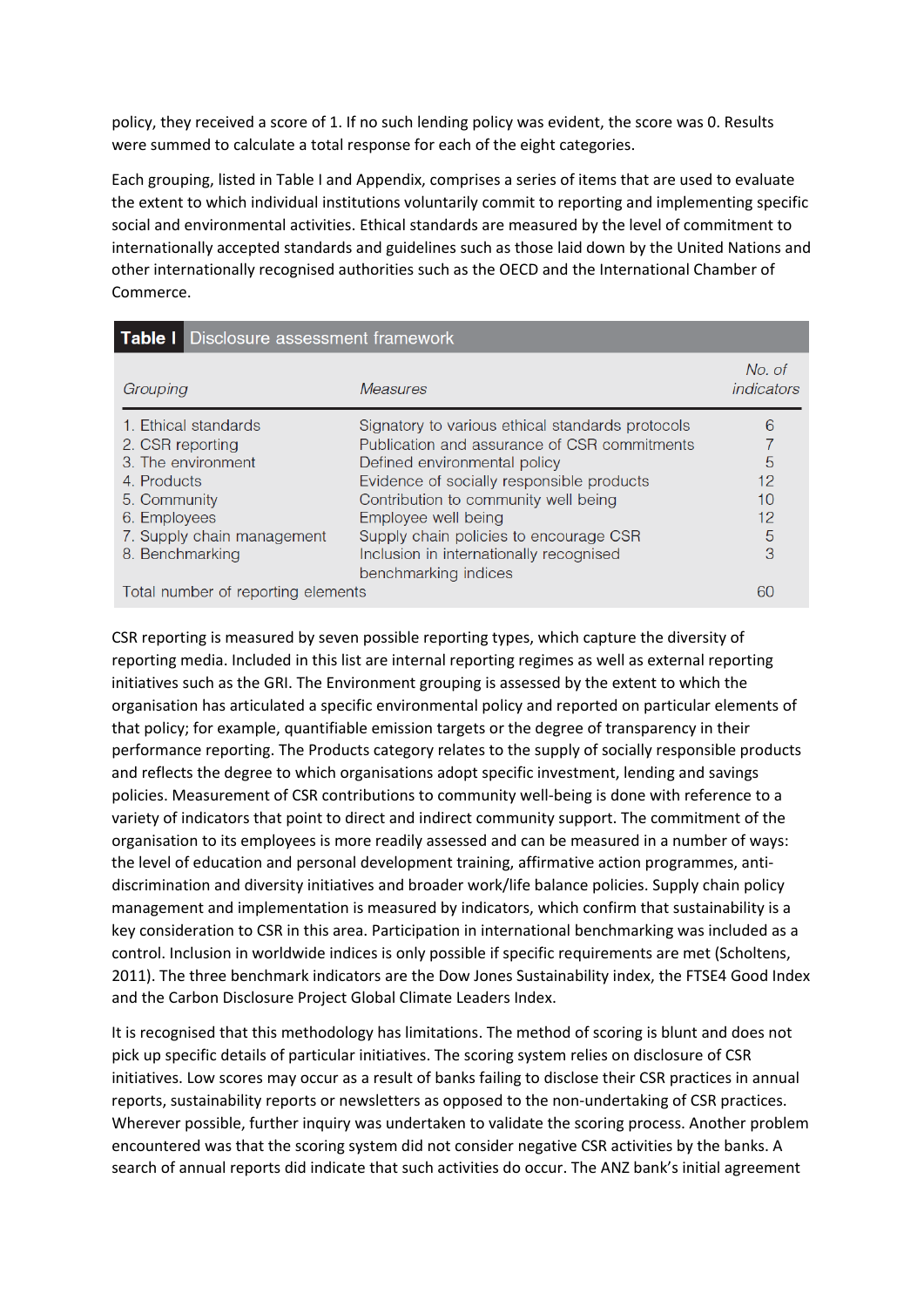policy, they received a score of 1. If no such lending policy was evident, the score was 0. Results were summed to calculate a total response for each of the eight categories.

Each grouping, listed in Table I and Appendix, comprises a series of items that are used to evaluate the extent to which individual institutions voluntarily commit to reporting and implementing specific social and environmental activities. Ethical standards are measured by the level of commitment to internationally accepted standards and guidelines such as those laid down by the United Nations and other internationally recognised authorities such as the OECD and the International Chamber of Commerce.

**Table I** Disclosure assessment framework

| *Grouping* | *Measures* | *No. of indicators* |
|---|---|---|
| 1. Ethical standards | Signatory to various ethical standards protocols | 6 |
| 2. CSR reporting | Publication and assurance of CSR commitments | 7 |
| 3. The environment | Defined environmental policy | 5 |
| 4. Products | Evidence of socially responsible products | 12 |
| 5. Community | Contribution to community well being | 10 |
| 6. Employees | Employee well being | 12 |
| 7. Supply chain management | Supply chain policies to encourage CSR | 5 |
| 8. Benchmarking | Inclusion in internationally recognised benchmarking indices | 3 |
| Total number of reporting elements | | 60 |

CSR reporting is measured by seven possible reporting types, which capture the diversity of reporting media. Included in this list are internal reporting regimes as well as external reporting initiatives such as the GRI. The Environment grouping is assessed by the extent to which the organisation has articulated a specific environmental policy and reported on particular elements of that policy; for example, quantifiable emission targets or the degree of transparency in their performance reporting. The Products category relates to the supply of socially responsible products and reflects the degree to which organisations adopt specific investment, lending and savings policies. Measurement of CSR contributions to community well-being is done with reference to a variety of indicators that point to direct and indirect community support. The commitment of the organisation to its employees is more readily assessed and can be measured in a number of ways: the level of education and personal development training, affirmative action programmes, anti-discrimination and diversity initiatives and broader work/life balance policies. Supply chain policy management and implementation is measured by indicators, which confirm that sustainability is a key consideration to CSR in this area. Participation in international benchmarking was included as a control. Inclusion in worldwide indices is only possible if specific requirements are met (Scholtens, 2011). The three benchmark indicators are the Dow Jones Sustainability index, the FTSE4 Good Index and the Carbon Disclosure Project Global Climate Leaders Index.

It is recognised that this methodology has limitations. The method of scoring is blunt and does not pick up specific details of particular initiatives. The scoring system relies on disclosure of CSR initiatives. Low scores may occur as a result of banks failing to disclose their CSR practices in annual reports, sustainability reports or newsletters as opposed to the non-undertaking of CSR practices. Wherever possible, further inquiry was undertaken to validate the scoring process. Another problem encountered was that the scoring system did not consider negative CSR activities by the banks. A search of annual reports did indicate that such activities do occur. The ANZ bank's initial agreement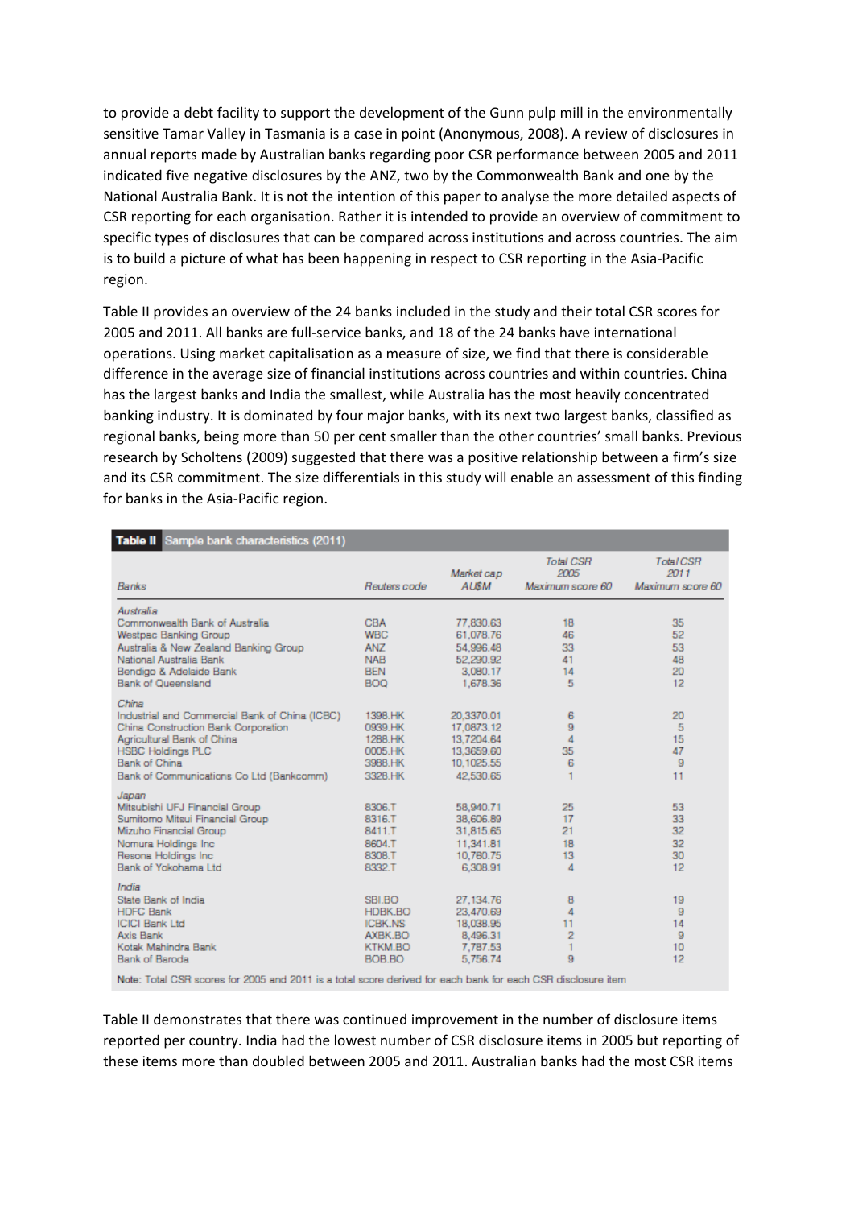to provide a debt facility to support the development of the Gunn pulp mill in the environmentally sensitive Tamar Valley in Tasmania is a case in point (Anonymous, 2008). A review of disclosures in annual reports made by Australian banks regarding poor CSR performance between 2005 and 2011 indicated five negative disclosures by the ANZ, two by the Commonwealth Bank and one by the National Australia Bank. It is not the intention of this paper to analyse the more detailed aspects of CSR reporting for each organisation. Rather it is intended to provide an overview of commitment to specific types of disclosures that can be compared across institutions and across countries. The aim is to build a picture of what has been happening in respect to CSR reporting in the Asia-Pacific region.

Table II provides an overview of the 24 banks included in the study and their total CSR scores for 2005 and 2011. All banks are full-service banks, and 18 of the 24 banks have international operations. Using market capitalisation as a measure of size, we find that there is considerable difference in the average size of financial institutions across countries and within countries. China has the largest banks and India the smallest, while Australia has the most heavily concentrated banking industry. It is dominated by four major banks, with its next two largest banks, classified as regional banks, being more than 50 per cent smaller than the other countries' small banks. Previous research by Scholtens (2009) suggested that there was a positive relationship between a firm's size and its CSR commitment. The size differentials in this study will enable an assessment of this finding for banks in the Asia-Pacific region.

**Table II** Sample bank characteristics (2011)

| Banks | Reuters code | Market cap AU$M | Total CSR 2005 Maximum score 60 | Total CSR 2011 Maximum score 60 |
|---|---|---|---|---|
| *Australia* | | | | |
| Commonwealth Bank of Australia | CBA | 77,830.63 | 18 | 35 |
| Westpac Banking Group | WBC | 61,078.76 | 46 | 52 |
| Australia & New Zealand Banking Group | ANZ | 54,996.48 | 33 | 53 |
| National Australia Bank | NAB | 52,290.92 | 41 | 48 |
| Bendigo & Adelaide Bank | BEN | 3,080.17 | 14 | 20 |
| Bank of Queensland | BOQ | 1,678.36 | 5 | 12 |
| *China* | | | | |
| Industrial and Commercial Bank of China (ICBC) | 1398.HK | 20,3370.01 | 6 | 20 |
| China Construction Bank Corporation | 0939.HK | 17,0873.12 | 9 | 5 |
| Agricultural Bank of China | 1288.HK | 13,7204.64 | 4 | 15 |
| HSBC Holdings PLC | 0005.HK | 13,3659.60 | 35 | 47 |
| Bank of China | 3988.HK | 10,1025.55 | 6 | 9 |
| Bank of Communications Co Ltd (Bankcomm) | 3328.HK | 42,530.65 | 1 | 11 |
| *Japan* | | | | |
| Mitsubishi UFJ Financial Group | 8306.T | 58,940.71 | 25 | 53 |
| Sumitomo Mitsui Financial Group | 8316.T | 38,606.89 | 17 | 33 |
| Mizuho Financial Group | 8411.T | 31,815.65 | 21 | 32 |
| Nomura Holdings Inc | 8604.T | 11,341.81 | 18 | 32 |
| Resona Holdings Inc | 8308.T | 10,760.75 | 13 | 30 |
| Bank of Yokohama Ltd | 8332.T | 6,308.91 | 4 | 12 |
| *India* | | | | |
| State Bank of India | SBI.BO | 27,134.76 | 8 | 19 |
| HDFC Bank | HDBK.BO | 23,470.69 | 4 | 9 |
| ICICI Bank Ltd | ICBK.NS | 18,038.95 | 11 | 14 |
| Axis Bank | AXBK.BO | 8,496.31 | 2 | 9 |
| Kotak Mahindra Bank | KTKM.BO | 7,787.53 | 1 | 10 |
| Bank of Baroda | BOB.BO | 5,756.74 | 9 | 12 |

**Note:** Total CSR scores for 2005 and 2011 is a total score derived for each bank for each CSR disclosure item

Table II demonstrates that there was continued improvement in the number of disclosure items reported per country. India had the lowest number of CSR disclosure items in 2005 but reporting of these items more than doubled between 2005 and 2011. Australian banks had the most CSR items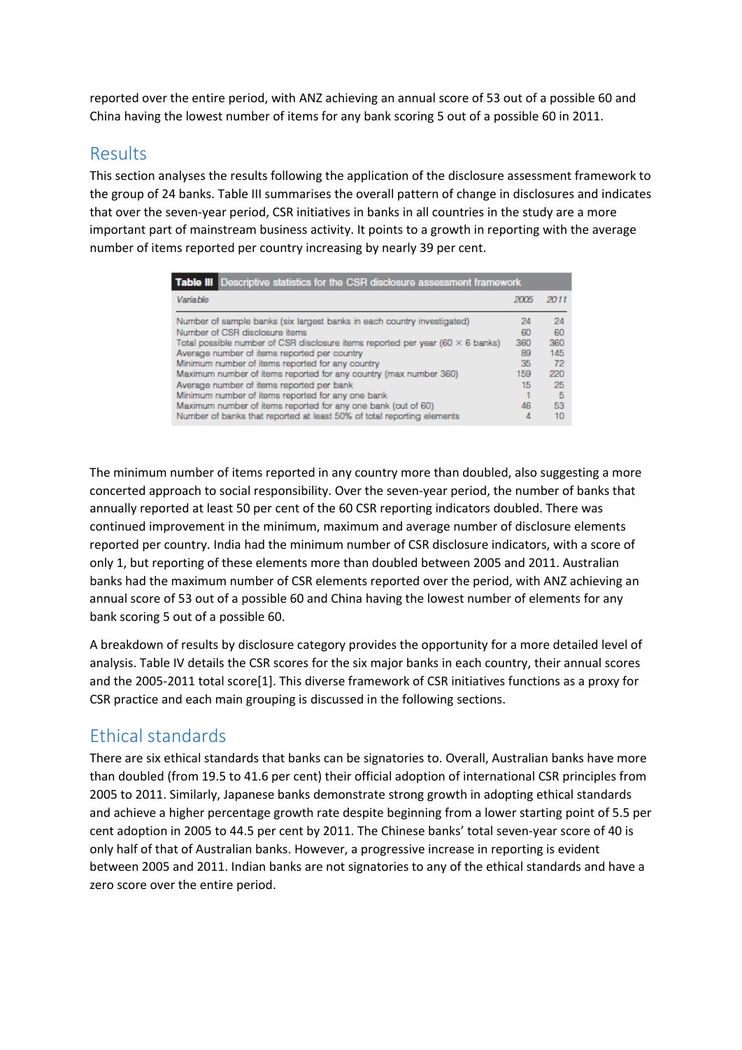reported over the entire period, with ANZ achieving an annual score of 53 out of a possible 60 and China having the lowest number of items for any bank scoring 5 out of a possible 60 in 2011.

## Results

This section analyses the results following the application of the disclosure assessment framework to the group of 24 banks. Table III summarises the overall pattern of change in disclosures and indicates that over the seven-year period, CSR initiatives in banks in all countries in the study are a more important part of mainstream business activity. It points to a growth in reporting with the average number of items reported per country increasing by nearly 39 per cent.

**Table III** Descriptive statistics for the CSR disclosure assessment framework

| *Variable* | *2005* | *2011* |
|---|---|---|
| Number of sample banks (six largest banks in each country investigated) | 24 | 24 |
| Number of CSR disclosure items | 60 | 60 |
| Total possible number of CSR disclosure items reported per year (60 × 6 banks) | 360 | 360 |
| Average number of items reported per country | 89 | 145 |
| Minimum number of items reported for any country | 35 | 72 |
| Maximum number of items reported for any country (max number 360) | 159 | 220 |
| Average number of items reported per bank | 15 | 25 |
| Minimum number of items reported for any one bank | 1 | 5 |
| Maximum number of items reported for any one bank (out of 60) | 46 | 53 |
| Number of banks that reported at least 50% of total reporting elements | 4 | 10 |

The minimum number of items reported in any country more than doubled, also suggesting a more concerted approach to social responsibility. Over the seven-year period, the number of banks that annually reported at least 50 per cent of the 60 CSR reporting indicators doubled. There was continued improvement in the minimum, maximum and average number of disclosure elements reported per country. India had the minimum number of CSR disclosure indicators, with a score of only 1, but reporting of these elements more than doubled between 2005 and 2011. Australian banks had the maximum number of CSR elements reported over the period, with ANZ achieving an annual score of 53 out of a possible 60 and China having the lowest number of elements for any bank scoring 5 out of a possible 60.

A breakdown of results by disclosure category provides the opportunity for a more detailed level of analysis. Table IV details the CSR scores for the six major banks in each country, their annual scores and the 2005-2011 total score[1]. This diverse framework of CSR initiatives functions as a proxy for CSR practice and each main grouping is discussed in the following sections.

## Ethical standards

There are six ethical standards that banks can be signatories to. Overall, Australian banks have more than doubled (from 19.5 to 41.6 per cent) their official adoption of international CSR principles from 2005 to 2011. Similarly, Japanese banks demonstrate strong growth in adopting ethical standards and achieve a higher percentage growth rate despite beginning from a lower starting point of 5.5 per cent adoption in 2005 to 44.5 per cent by 2011. The Chinese banks' total seven-year score of 40 is only half of that of Australian banks. However, a progressive increase in reporting is evident between 2005 and 2011. Indian banks are not signatories to any of the ethical standards and have a zero score over the entire period.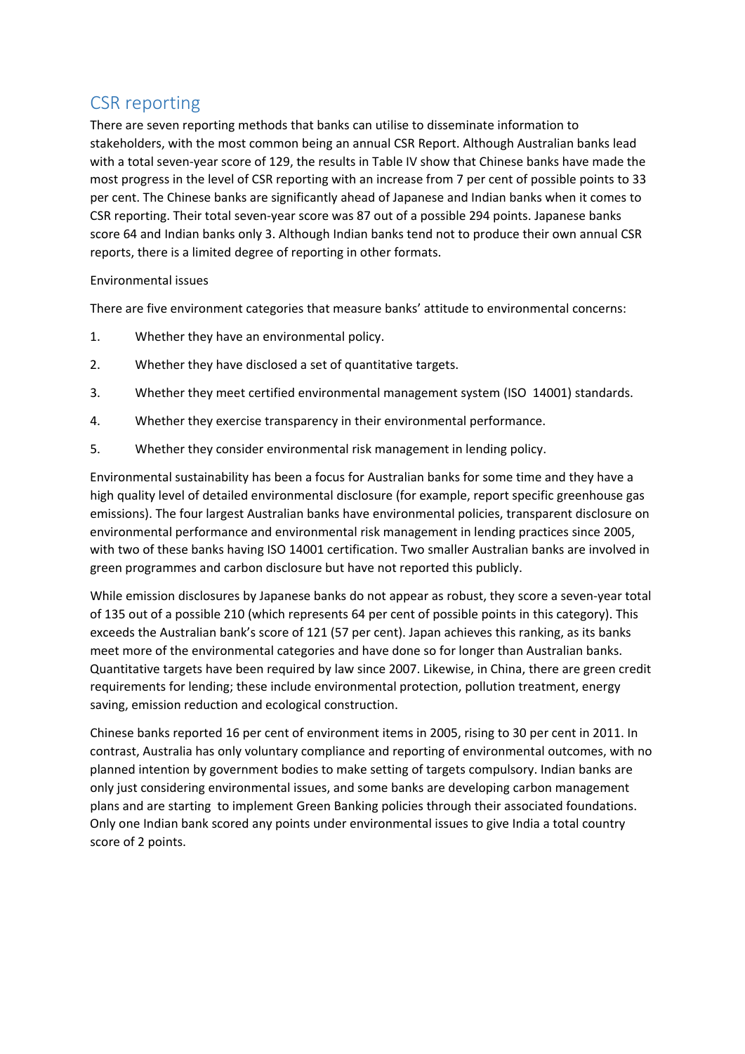## CSR reporting

There are seven reporting methods that banks can utilise to disseminate information to stakeholders, with the most common being an annual CSR Report. Although Australian banks lead with a total seven-year score of 129, the results in Table IV show that Chinese banks have made the most progress in the level of CSR reporting with an increase from 7 per cent of possible points to 33 per cent. The Chinese banks are significantly ahead of Japanese and Indian banks when it comes to CSR reporting. Their total seven-year score was 87 out of a possible 294 points. Japanese banks score 64 and Indian banks only 3. Although Indian banks tend not to produce their own annual CSR reports, there is a limited degree of reporting in other formats.

Environmental issues

There are five environment categories that measure banks' attitude to environmental concerns:

1. Whether they have an environmental policy.
2. Whether they have disclosed a set of quantitative targets.
3. Whether they meet certified environmental management system (ISO 14001) standards.
4. Whether they exercise transparency in their environmental performance.
5. Whether they consider environmental risk management in lending policy.

Environmental sustainability has been a focus for Australian banks for some time and they have a high quality level of detailed environmental disclosure (for example, report specific greenhouse gas emissions). The four largest Australian banks have environmental policies, transparent disclosure on environmental performance and environmental risk management in lending practices since 2005, with two of these banks having ISO 14001 certification. Two smaller Australian banks are involved in green programmes and carbon disclosure but have not reported this publicly.

While emission disclosures by Japanese banks do not appear as robust, they score a seven-year total of 135 out of a possible 210 (which represents 64 per cent of possible points in this category). This exceeds the Australian bank's score of 121 (57 per cent). Japan achieves this ranking, as its banks meet more of the environmental categories and have done so for longer than Australian banks. Quantitative targets have been required by law since 2007. Likewise, in China, there are green credit requirements for lending; these include environmental protection, pollution treatment, energy saving, emission reduction and ecological construction.

Chinese banks reported 16 per cent of environment items in 2005, rising to 30 per cent in 2011. In contrast, Australia has only voluntary compliance and reporting of environmental outcomes, with no planned intention by government bodies to make setting of targets compulsory. Indian banks are only just considering environmental issues, and some banks are developing carbon management plans and are starting to implement Green Banking policies through their associated foundations. Only one Indian bank scored any points under environmental issues to give India a total country score of 2 points.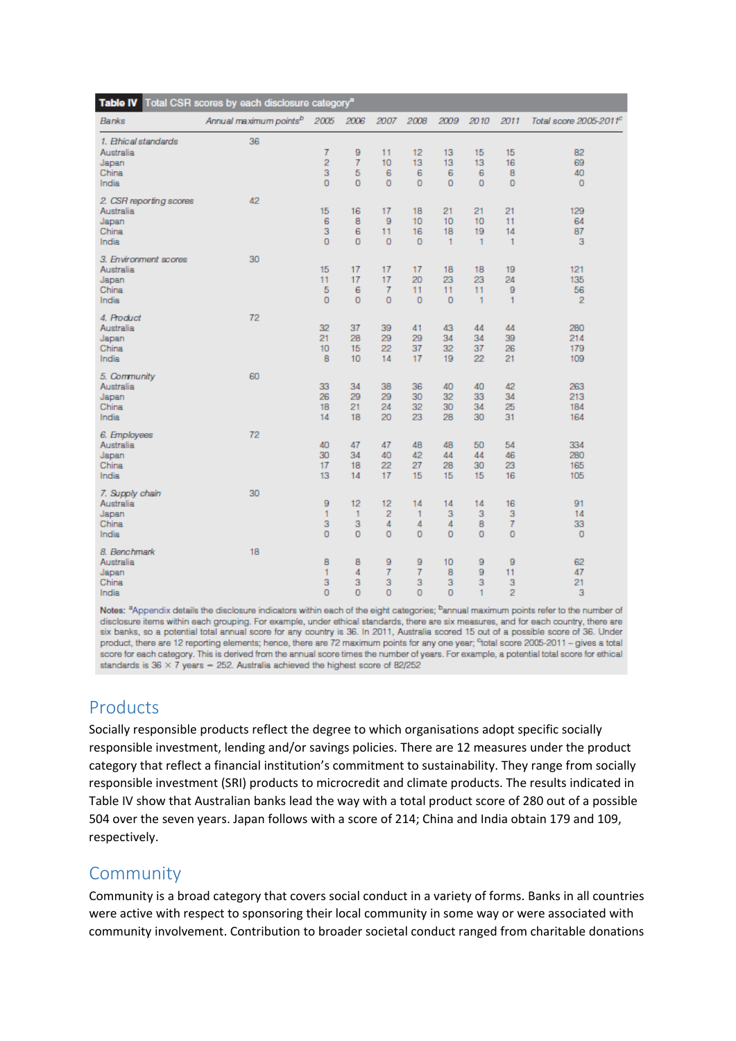**Table IV** Total CSR scores by each disclosure category[a]

| Banks | Annual maximum points[b] | 2005 | 2006 | 2007 | 2008 | 2009 | 2010 | 2011 | Total score 2005-2011[c] |
|---|---|---|---|---|---|---|---|---|---|
| *1. Ethical standards* | 36 | | | | | | | | |
| Australia | | 7 | 9 | 11 | 12 | 13 | 15 | 15 | 82 |
| Japan | | 2 | 7 | 10 | 13 | 13 | 13 | 16 | 69 |
| China | | 3 | 5 | 6 | 6 | 6 | 6 | 8 | 40 |
| India | | 0 | 0 | 0 | 0 | 0 | 0 | 0 | 0 |
| *2. CSR reporting scores* | 42 | | | | | | | | |
| Australia | | 15 | 16 | 17 | 18 | 21 | 21 | 21 | 129 |
| Japan | | 6 | 8 | 9 | 10 | 10 | 10 | 11 | 64 |
| China | | 3 | 6 | 11 | 16 | 18 | 19 | 14 | 87 |
| India | | 0 | 0 | 0 | 0 | 1 | 1 | 1 | 3 |
| *3. Environment scores* | 30 | | | | | | | | |
| Australia | | 15 | 17 | 17 | 17 | 18 | 18 | 19 | 121 |
| Japan | | 11 | 17 | 17 | 20 | 23 | 23 | 24 | 135 |
| China | | 5 | 6 | 7 | 11 | 11 | 11 | 9 | 56 |
| India | | 0 | 0 | 0 | 0 | 0 | 1 | 1 | 2 |
| *4. Product* | 72 | | | | | | | | |
| Australia | | 32 | 37 | 39 | 41 | 43 | 44 | 44 | 280 |
| Japan | | 21 | 28 | 29 | 29 | 34 | 34 | 39 | 214 |
| China | | 10 | 15 | 22 | 37 | 32 | 37 | 26 | 179 |
| India | | 8 | 10 | 14 | 17 | 19 | 22 | 21 | 109 |
| *5. Community* | 60 | | | | | | | | |
| Australia | | 33 | 34 | 38 | 36 | 40 | 40 | 42 | 263 |
| Japan | | 26 | 29 | 29 | 30 | 32 | 33 | 34 | 213 |
| China | | 18 | 21 | 24 | 32 | 30 | 34 | 25 | 184 |
| India | | 14 | 18 | 20 | 23 | 28 | 30 | 31 | 164 |
| *6. Employees* | 72 | | | | | | | | |
| Australia | | 40 | 47 | 47 | 48 | 48 | 50 | 54 | 334 |
| Japan | | 30 | 34 | 40 | 42 | 44 | 44 | 46 | 280 |
| China | | 17 | 18 | 22 | 27 | 28 | 30 | 23 | 165 |
| India | | 13 | 14 | 17 | 15 | 15 | 15 | 16 | 105 |
| *7. Supply chain* | 30 | | | | | | | | |
| Australia | | 9 | 12 | 12 | 14 | 14 | 14 | 16 | 91 |
| Japan | | 1 | 1 | 2 | 1 | 3 | 3 | 3 | 14 |
| China | | 3 | 3 | 4 | 4 | 4 | 8 | 7 | 33 |
| India | | 0 | 0 | 0 | 0 | 0 | 0 | 0 | 0 |
| *8. Benchmark* | 18 | | | | | | | | |
| Australia | | 8 | 8 | 9 | 9 | 10 | 9 | 9 | 62 |
| Japan | | 1 | 4 | 7 | 7 | 8 | 9 | 11 | 47 |
| China | | 3 | 3 | 3 | 3 | 3 | 3 | 3 | 21 |
| India | | 0 | 0 | 0 | 0 | 0 | 1 | 2 | 3 |

**Notes:** [a]Appendix details the disclosure indicators within each of the eight categories; [b]annual maximum points refer to the number of disclosure items within each grouping. For example, under ethical standards, there are six measures, and for each country, there are six banks, so a potential total annual score for any country is 36. In 2011, Australia scored 15 out of a possible score of 36. Under product, there are 12 reporting elements; hence, there are 72 maximum points for any one year; [c]total score 2005-2011 – gives a total score for each category. This is derived from the annual score times the number of years. For example, a potential total score for ethical standards is 36 × 7 years = 252. Australia achieved the highest score of 82/252

## Products

Socially responsible products reflect the degree to which organisations adopt specific socially responsible investment, lending and/or savings policies. There are 12 measures under the product category that reflect a financial institution's commitment to sustainability. They range from socially responsible investment (SRI) products to microcredit and climate products. The results indicated in Table IV show that Australian banks lead the way with a total product score of 280 out of a possible 504 over the seven years. Japan follows with a score of 214; China and India obtain 179 and 109, respectively.

## Community

Community is a broad category that covers social conduct in a variety of forms. Banks in all countries were active with respect to sponsoring their local community in some way or were associated with community involvement. Contribution to broader societal conduct ranged from charitable donations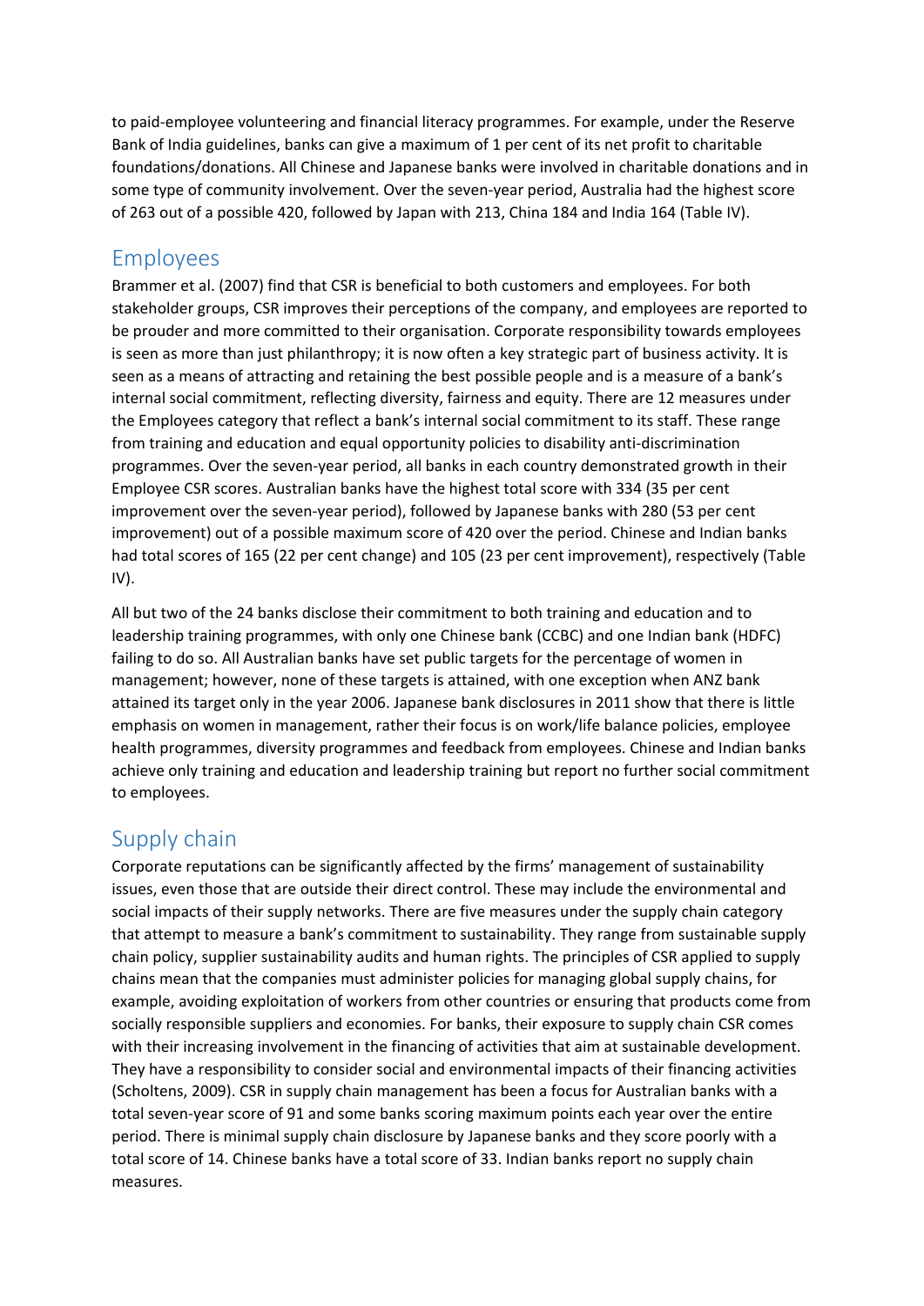to paid-employee volunteering and financial literacy programmes. For example, under the Reserve Bank of India guidelines, banks can give a maximum of 1 per cent of its net profit to charitable foundations/donations. All Chinese and Japanese banks were involved in charitable donations and in some type of community involvement. Over the seven-year period, Australia had the highest score of 263 out of a possible 420, followed by Japan with 213, China 184 and India 164 (Table IV).

## Employees

Brammer et al. (2007) find that CSR is beneficial to both customers and employees. For both stakeholder groups, CSR improves their perceptions of the company, and employees are reported to be prouder and more committed to their organisation. Corporate responsibility towards employees is seen as more than just philanthropy; it is now often a key strategic part of business activity. It is seen as a means of attracting and retaining the best possible people and is a measure of a bank's internal social commitment, reflecting diversity, fairness and equity. There are 12 measures under the Employees category that reflect a bank's internal social commitment to its staff. These range from training and education and equal opportunity policies to disability anti-discrimination programmes. Over the seven-year period, all banks in each country demonstrated growth in their Employee CSR scores. Australian banks have the highest total score with 334 (35 per cent improvement over the seven-year period), followed by Japanese banks with 280 (53 per cent improvement) out of a possible maximum score of 420 over the period. Chinese and Indian banks had total scores of 165 (22 per cent change) and 105 (23 per cent improvement), respectively (Table IV).

All but two of the 24 banks disclose their commitment to both training and education and to leadership training programmes, with only one Chinese bank (CCBC) and one Indian bank (HDFC) failing to do so. All Australian banks have set public targets for the percentage of women in management; however, none of these targets is attained, with one exception when ANZ bank attained its target only in the year 2006. Japanese bank disclosures in 2011 show that there is little emphasis on women in management, rather their focus is on work/life balance policies, employee health programmes, diversity programmes and feedback from employees. Chinese and Indian banks achieve only training and education and leadership training but report no further social commitment to employees.

## Supply chain

Corporate reputations can be significantly affected by the firms' management of sustainability issues, even those that are outside their direct control. These may include the environmental and social impacts of their supply networks. There are five measures under the supply chain category that attempt to measure a bank's commitment to sustainability. They range from sustainable supply chain policy, supplier sustainability audits and human rights. The principles of CSR applied to supply chains mean that the companies must administer policies for managing global supply chains, for example, avoiding exploitation of workers from other countries or ensuring that products come from socially responsible suppliers and economies. For banks, their exposure to supply chain CSR comes with their increasing involvement in the financing of activities that aim at sustainable development. They have a responsibility to consider social and environmental impacts of their financing activities (Scholtens, 2009). CSR in supply chain management has been a focus for Australian banks with a total seven-year score of 91 and some banks scoring maximum points each year over the entire period. There is minimal supply chain disclosure by Japanese banks and they score poorly with a total score of 14. Chinese banks have a total score of 33. Indian banks report no supply chain measures.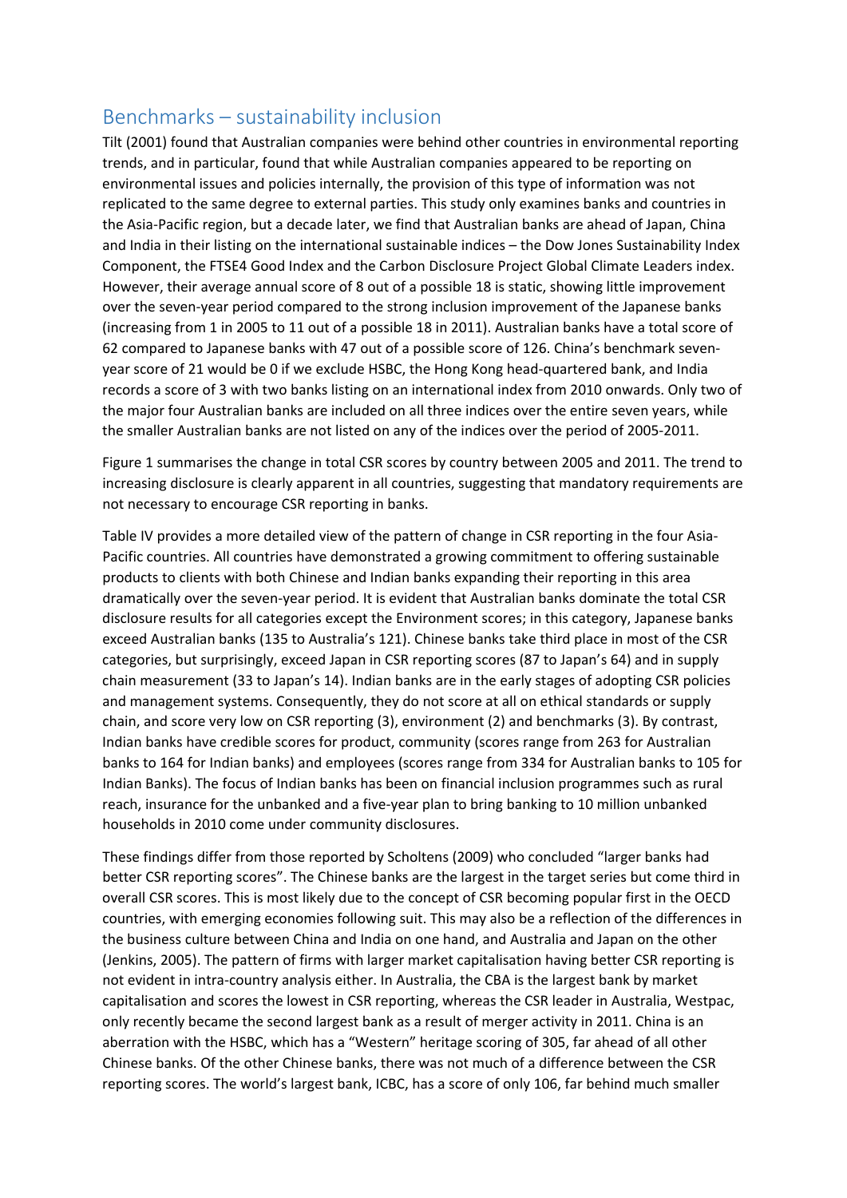## Benchmarks – sustainability inclusion

Tilt (2001) found that Australian companies were behind other countries in environmental reporting trends, and in particular, found that while Australian companies appeared to be reporting on environmental issues and policies internally, the provision of this type of information was not replicated to the same degree to external parties. This study only examines banks and countries in the Asia-Pacific region, but a decade later, we find that Australian banks are ahead of Japan, China and India in their listing on the international sustainable indices – the Dow Jones Sustainability Index Component, the FTSE4 Good Index and the Carbon Disclosure Project Global Climate Leaders index. However, their average annual score of 8 out of a possible 18 is static, showing little improvement over the seven-year period compared to the strong inclusion improvement of the Japanese banks (increasing from 1 in 2005 to 11 out of a possible 18 in 2011). Australian banks have a total score of 62 compared to Japanese banks with 47 out of a possible score of 126. China's benchmark seven-year score of 21 would be 0 if we exclude HSBC, the Hong Kong head-quartered bank, and India records a score of 3 with two banks listing on an international index from 2010 onwards. Only two of the major four Australian banks are included on all three indices over the entire seven years, while the smaller Australian banks are not listed on any of the indices over the period of 2005-2011.

Figure 1 summarises the change in total CSR scores by country between 2005 and 2011. The trend to increasing disclosure is clearly apparent in all countries, suggesting that mandatory requirements are not necessary to encourage CSR reporting in banks.

Table IV provides a more detailed view of the pattern of change in CSR reporting in the four Asia-Pacific countries. All countries have demonstrated a growing commitment to offering sustainable products to clients with both Chinese and Indian banks expanding their reporting in this area dramatically over the seven-year period. It is evident that Australian banks dominate the total CSR disclosure results for all categories except the Environment scores; in this category, Japanese banks exceed Australian banks (135 to Australia's 121). Chinese banks take third place in most of the CSR categories, but surprisingly, exceed Japan in CSR reporting scores (87 to Japan's 64) and in supply chain measurement (33 to Japan's 14). Indian banks are in the early stages of adopting CSR policies and management systems. Consequently, they do not score at all on ethical standards or supply chain, and score very low on CSR reporting (3), environment (2) and benchmarks (3). By contrast, Indian banks have credible scores for product, community (scores range from 263 for Australian banks to 164 for Indian banks) and employees (scores range from 334 for Australian banks to 105 for Indian Banks). The focus of Indian banks has been on financial inclusion programmes such as rural reach, insurance for the unbanked and a five-year plan to bring banking to 10 million unbanked households in 2010 come under community disclosures.

These findings differ from those reported by Scholtens (2009) who concluded "larger banks had better CSR reporting scores". The Chinese banks are the largest in the target series but come third in overall CSR scores. This is most likely due to the concept of CSR becoming popular first in the OECD countries, with emerging economies following suit. This may also be a reflection of the differences in the business culture between China and India on one hand, and Australia and Japan on the other (Jenkins, 2005). The pattern of firms with larger market capitalisation having better CSR reporting is not evident in intra-country analysis either. In Australia, the CBA is the largest bank by market capitalisation and scores the lowest in CSR reporting, whereas the CSR leader in Australia, Westpac, only recently became the second largest bank as a result of merger activity in 2011. China is an aberration with the HSBC, which has a "Western" heritage scoring of 305, far ahead of all other Chinese banks. Of the other Chinese banks, there was not much of a difference between the CSR reporting scores. The world's largest bank, ICBC, has a score of only 106, far behind much smaller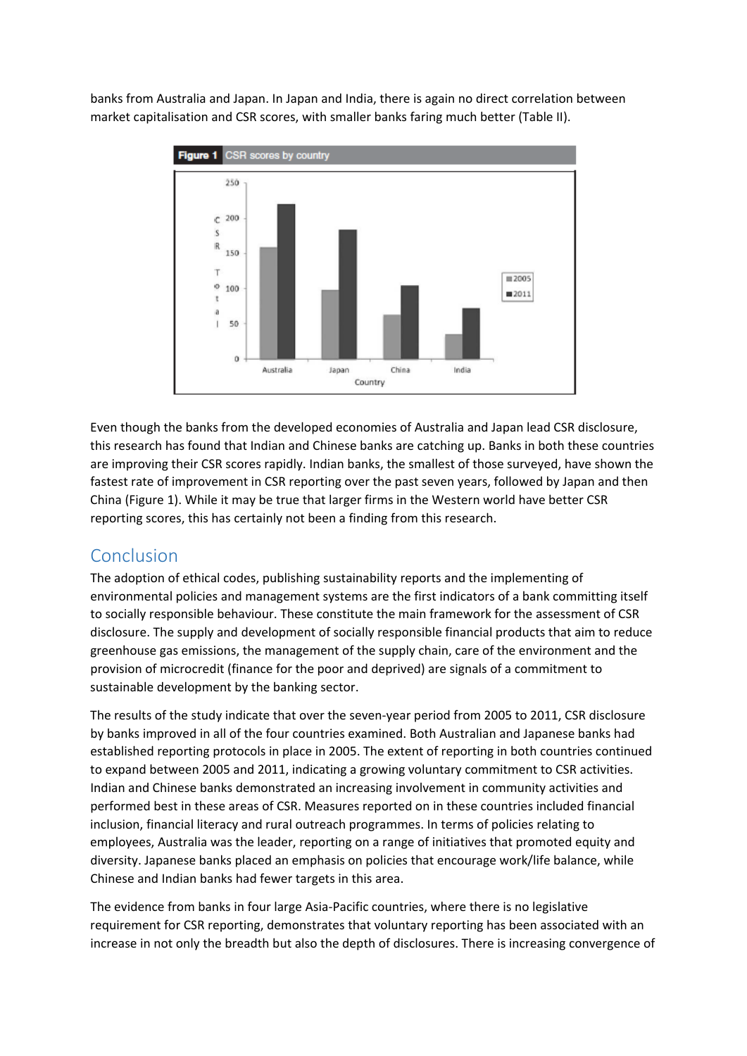banks from Australia and Japan. In Japan and India, there is again no direct correlation between market capitalisation and CSR scores, with smaller banks faring much better (Table II).

**Figure 1** CSR scores by country

Even though the banks from the developed economies of Australia and Japan lead CSR disclosure, this research has found that Indian and Chinese banks are catching up. Banks in both these countries are improving their CSR scores rapidly. Indian banks, the smallest of those surveyed, have shown the fastest rate of improvement in CSR reporting over the past seven years, followed by Japan and then China (Figure 1). While it may be true that larger firms in the Western world have better CSR reporting scores, this has certainly not been a finding from this research.

## Conclusion

The adoption of ethical codes, publishing sustainability reports and the implementing of environmental policies and management systems are the first indicators of a bank committing itself to socially responsible behaviour. These constitute the main framework for the assessment of CSR disclosure. The supply and development of socially responsible financial products that aim to reduce greenhouse gas emissions, the management of the supply chain, care of the environment and the provision of microcredit (finance for the poor and deprived) are signals of a commitment to sustainable development by the banking sector.

The results of the study indicate that over the seven-year period from 2005 to 2011, CSR disclosure by banks improved in all of the four countries examined. Both Australian and Japanese banks had established reporting protocols in place in 2005. The extent of reporting in both countries continued to expand between 2005 and 2011, indicating a growing voluntary commitment to CSR activities. Indian and Chinese banks demonstrated an increasing involvement in community activities and performed best in these areas of CSR. Measures reported on in these countries included financial inclusion, financial literacy and rural outreach programmes. In terms of policies relating to employees, Australia was the leader, reporting on a range of initiatives that promoted equity and diversity. Japanese banks placed an emphasis on policies that encourage work/life balance, while Chinese and Indian banks had fewer targets in this area.

The evidence from banks in four large Asia-Pacific countries, where there is no legislative requirement for CSR reporting, demonstrates that voluntary reporting has been associated with an increase in not only the breadth but also the depth of disclosures. There is increasing convergence of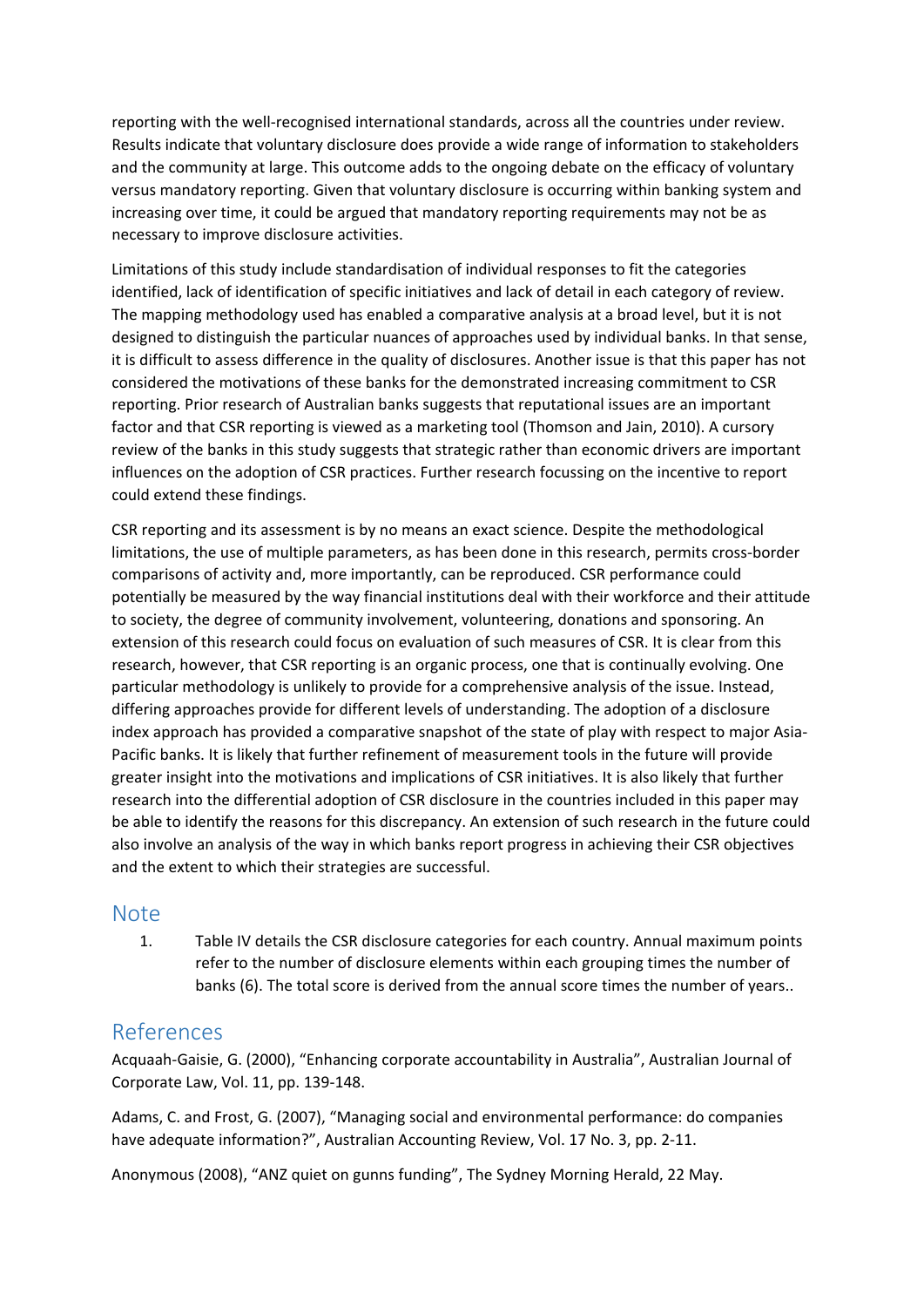reporting with the well-recognised international standards, across all the countries under review. Results indicate that voluntary disclosure does provide a wide range of information to stakeholders and the community at large. This outcome adds to the ongoing debate on the efficacy of voluntary versus mandatory reporting. Given that voluntary disclosure is occurring within banking system and increasing over time, it could be argued that mandatory reporting requirements may not be as necessary to improve disclosure activities.

Limitations of this study include standardisation of individual responses to fit the categories identified, lack of identification of specific initiatives and lack of detail in each category of review. The mapping methodology used has enabled a comparative analysis at a broad level, but it is not designed to distinguish the particular nuances of approaches used by individual banks. In that sense, it is difficult to assess difference in the quality of disclosures. Another issue is that this paper has not considered the motivations of these banks for the demonstrated increasing commitment to CSR reporting. Prior research of Australian banks suggests that reputational issues are an important factor and that CSR reporting is viewed as a marketing tool (Thomson and Jain, 2010). A cursory review of the banks in this study suggests that strategic rather than economic drivers are important influences on the adoption of CSR practices. Further research focussing on the incentive to report could extend these findings.

CSR reporting and its assessment is by no means an exact science. Despite the methodological limitations, the use of multiple parameters, as has been done in this research, permits cross-border comparisons of activity and, more importantly, can be reproduced. CSR performance could potentially be measured by the way financial institutions deal with their workforce and their attitude to society, the degree of community involvement, volunteering, donations and sponsoring. An extension of this research could focus on evaluation of such measures of CSR. It is clear from this research, however, that CSR reporting is an organic process, one that is continually evolving. One particular methodology is unlikely to provide for a comprehensive analysis of the issue. Instead, differing approaches provide for different levels of understanding. The adoption of a disclosure index approach has provided a comparative snapshot of the state of play with respect to major Asia-Pacific banks. It is likely that further refinement of measurement tools in the future will provide greater insight into the motivations and implications of CSR initiatives. It is also likely that further research into the differential adoption of CSR disclosure in the countries included in this paper may be able to identify the reasons for this discrepancy. An extension of such research in the future could also involve an analysis of the way in which banks report progress in achieving their CSR objectives and the extent to which their strategies are successful.

## Note

1. Table IV details the CSR disclosure categories for each country. Annual maximum points refer to the number of disclosure elements within each grouping times the number of banks (6). The total score is derived from the annual score times the number of years..

## References

Acquaah-Gaisie, G. (2000), "Enhancing corporate accountability in Australia", Australian Journal of Corporate Law, Vol. 11, pp. 139-148.

Adams, C. and Frost, G. (2007), "Managing social and environmental performance: do companies have adequate information?", Australian Accounting Review, Vol. 17 No. 3, pp. 2-11.

Anonymous (2008), "ANZ quiet on gunns funding", The Sydney Morning Herald, 22 May.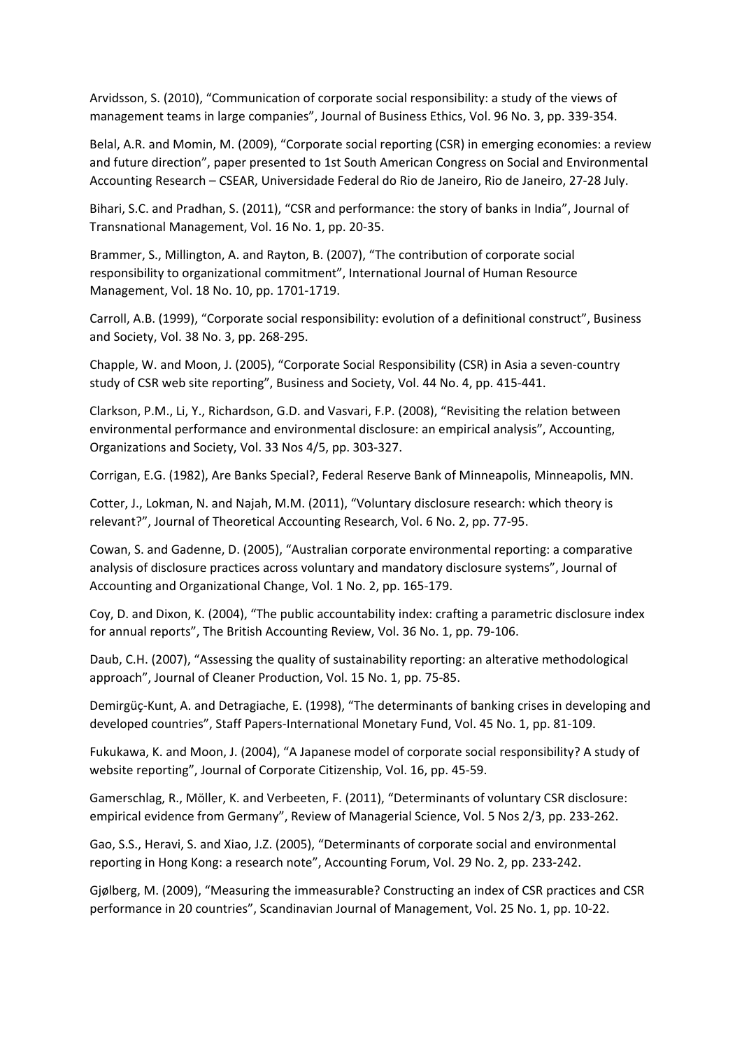Arvidsson, S. (2010), “Communication of corporate social responsibility: a study of the views of management teams in large companies”, Journal of Business Ethics, Vol. 96 No. 3, pp. 339-354.

Belal, A.R. and Momin, M. (2009), “Corporate social reporting (CSR) in emerging economies: a review and future direction”, paper presented to 1st South American Congress on Social and Environmental Accounting Research – CSEAR, Universidade Federal do Rio de Janeiro, Rio de Janeiro, 27-28 July.

Bihari, S.C. and Pradhan, S. (2011), “CSR and performance: the story of banks in India”, Journal of Transnational Management, Vol. 16 No. 1, pp. 20-35.

Brammer, S., Millington, A. and Rayton, B. (2007), “The contribution of corporate social responsibility to organizational commitment”, International Journal of Human Resource Management, Vol. 18 No. 10, pp. 1701-1719.

Carroll, A.B. (1999), “Corporate social responsibility: evolution of a definitional construct”, Business and Society, Vol. 38 No. 3, pp. 268-295.

Chapple, W. and Moon, J. (2005), “Corporate Social Responsibility (CSR) in Asia a seven-country study of CSR web site reporting”, Business and Society, Vol. 44 No. 4, pp. 415-441.

Clarkson, P.M., Li, Y., Richardson, G.D. and Vasvari, F.P. (2008), “Revisiting the relation between environmental performance and environmental disclosure: an empirical analysis”, Accounting, Organizations and Society, Vol. 33 Nos 4/5, pp. 303-327.

Corrigan, E.G. (1982), Are Banks Special?, Federal Reserve Bank of Minneapolis, Minneapolis, MN.

Cotter, J., Lokman, N. and Najah, M.M. (2011), “Voluntary disclosure research: which theory is relevant?”, Journal of Theoretical Accounting Research, Vol. 6 No. 2, pp. 77-95.

Cowan, S. and Gadenne, D. (2005), “Australian corporate environmental reporting: a comparative analysis of disclosure practices across voluntary and mandatory disclosure systems”, Journal of Accounting and Organizational Change, Vol. 1 No. 2, pp. 165-179.

Coy, D. and Dixon, K. (2004), “The public accountability index: crafting a parametric disclosure index for annual reports”, The British Accounting Review, Vol. 36 No. 1, pp. 79-106.

Daub, C.H. (2007), “Assessing the quality of sustainability reporting: an alterative methodological approach”, Journal of Cleaner Production, Vol. 15 No. 1, pp. 75-85.

Demirgüç-Kunt, A. and Detragiache, E. (1998), “The determinants of banking crises in developing and developed countries”, Staff Papers-International Monetary Fund, Vol. 45 No. 1, pp. 81-109.

Fukukawa, K. and Moon, J. (2004), “A Japanese model of corporate social responsibility? A study of website reporting”, Journal of Corporate Citizenship, Vol. 16, pp. 45-59.

Gamerschlag, R., Möller, K. and Verbeeten, F. (2011), “Determinants of voluntary CSR disclosure: empirical evidence from Germany”, Review of Managerial Science, Vol. 5 Nos 2/3, pp. 233-262.

Gao, S.S., Heravi, S. and Xiao, J.Z. (2005), “Determinants of corporate social and environmental reporting in Hong Kong: a research note”, Accounting Forum, Vol. 29 No. 2, pp. 233-242.

Gjølberg, M. (2009), “Measuring the immeasurable? Constructing an index of CSR practices and CSR performance in 20 countries”, Scandinavian Journal of Management, Vol. 25 No. 1, pp. 10-22.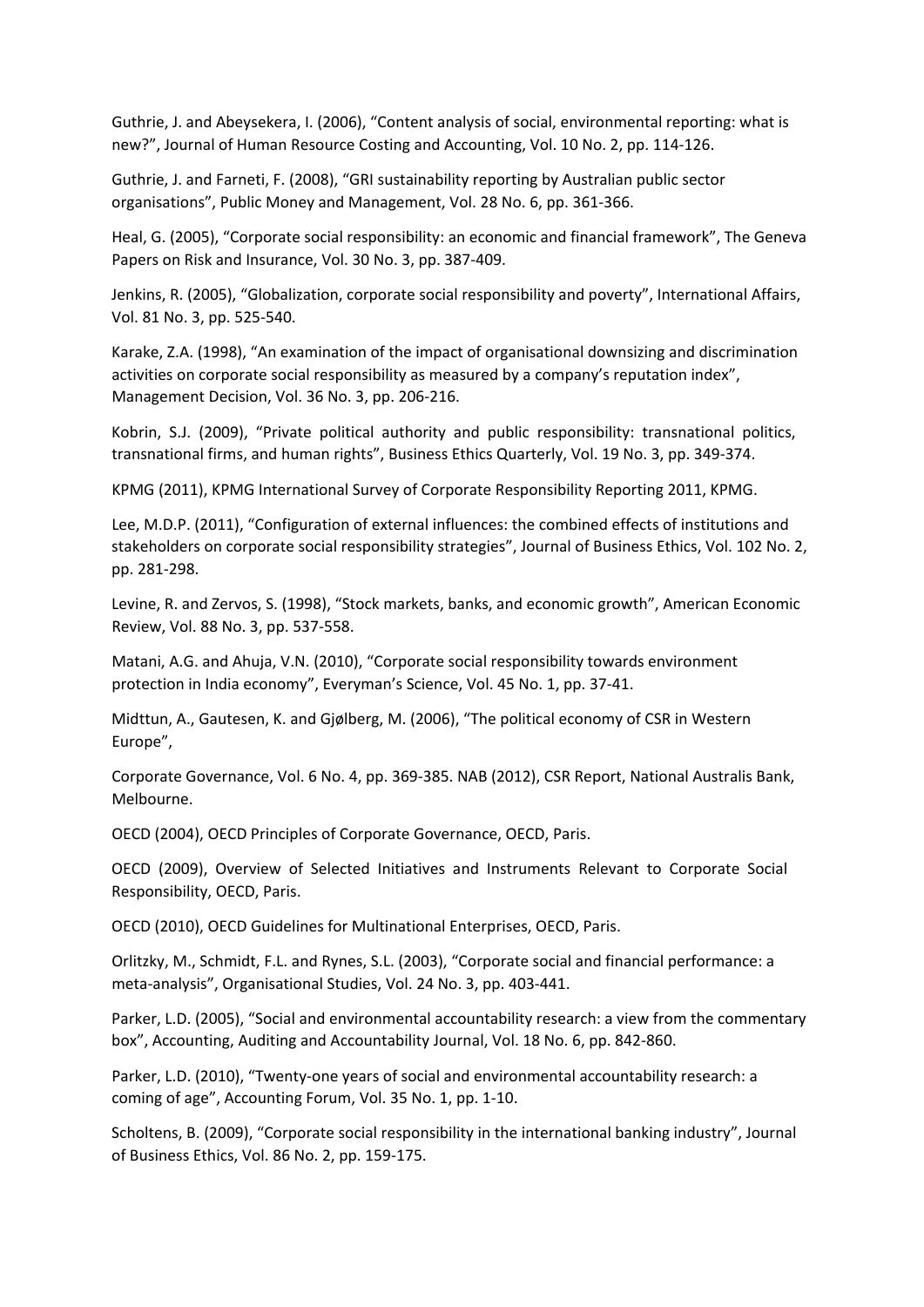Guthrie, J. and Abeysekera, I. (2006), “Content analysis of social, environmental reporting: what is new?”, Journal of Human Resource Costing and Accounting, Vol. 10 No. 2, pp. 114-126.

Guthrie, J. and Farneti, F. (2008), “GRI sustainability reporting by Australian public sector organisations”, Public Money and Management, Vol. 28 No. 6, pp. 361-366.

Heal, G. (2005), “Corporate social responsibility: an economic and financial framework”, The Geneva Papers on Risk and Insurance, Vol. 30 No. 3, pp. 387-409.

Jenkins, R. (2005), “Globalization, corporate social responsibility and poverty”, International Affairs, Vol. 81 No. 3, pp. 525-540.

Karake, Z.A. (1998), “An examination of the impact of organisational downsizing and discrimination activities on corporate social responsibility as measured by a company’s reputation index”, Management Decision, Vol. 36 No. 3, pp. 206-216.

Kobrin, S.J. (2009), “Private political authority and public responsibility: transnational politics, transnational firms, and human rights”, Business Ethics Quarterly, Vol. 19 No. 3, pp. 349-374.

KPMG (2011), KPMG International Survey of Corporate Responsibility Reporting 2011, KPMG.

Lee, M.D.P. (2011), “Configuration of external influences: the combined effects of institutions and stakeholders on corporate social responsibility strategies”, Journal of Business Ethics, Vol. 102 No. 2, pp. 281-298.

Levine, R. and Zervos, S. (1998), “Stock markets, banks, and economic growth”, American Economic Review, Vol. 88 No. 3, pp. 537-558.

Matani, A.G. and Ahuja, V.N. (2010), “Corporate social responsibility towards environment protection in India economy”, Everyman’s Science, Vol. 45 No. 1, pp. 37-41.

Midttun, A., Gautesen, K. and Gjølberg, M. (2006), “The political economy of CSR in Western Europe”,

Corporate Governance, Vol. 6 No. 4, pp. 369-385. NAB (2012), CSR Report, National Australis Bank, Melbourne.

OECD (2004), OECD Principles of Corporate Governance, OECD, Paris.

OECD (2009), Overview of Selected Initiatives and Instruments Relevant to Corporate Social Responsibility, OECD, Paris.

OECD (2010), OECD Guidelines for Multinational Enterprises, OECD, Paris.

Orlitzky, M., Schmidt, F.L. and Rynes, S.L. (2003), “Corporate social and financial performance: a meta-analysis”, Organisational Studies, Vol. 24 No. 3, pp. 403-441.

Parker, L.D. (2005), “Social and environmental accountability research: a view from the commentary box”, Accounting, Auditing and Accountability Journal, Vol. 18 No. 6, pp. 842-860.

Parker, L.D. (2010), “Twenty-one years of social and environmental accountability research: a coming of age”, Accounting Forum, Vol. 35 No. 1, pp. 1-10.

Scholtens, B. (2009), “Corporate social responsibility in the international banking industry”, Journal of Business Ethics, Vol. 86 No. 2, pp. 159-175.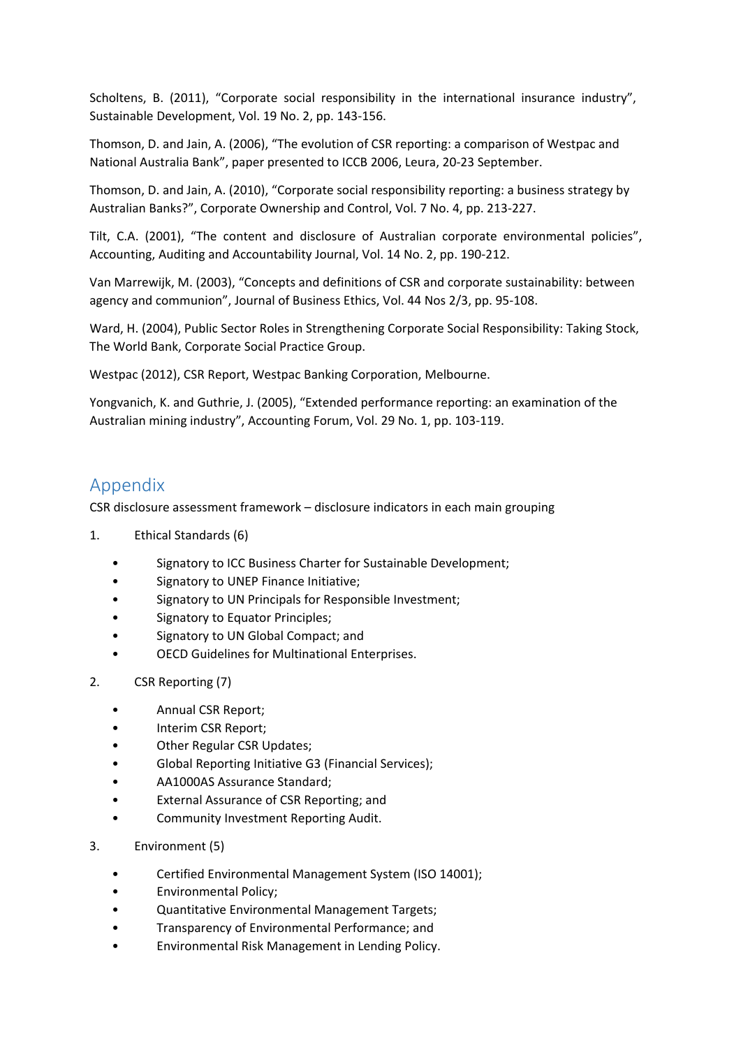Scholtens, B. (2011), "Corporate social responsibility in the international insurance industry", Sustainable Development, Vol. 19 No. 2, pp. 143-156.

Thomson, D. and Jain, A. (2006), "The evolution of CSR reporting: a comparison of Westpac and National Australia Bank", paper presented to ICCB 2006, Leura, 20-23 September.

Thomson, D. and Jain, A. (2010), "Corporate social responsibility reporting: a business strategy by Australian Banks?", Corporate Ownership and Control, Vol. 7 No. 4, pp. 213-227.

Tilt, C.A. (2001), "The content and disclosure of Australian corporate environmental policies", Accounting, Auditing and Accountability Journal, Vol. 14 No. 2, pp. 190-212.

Van Marrewijk, M. (2003), "Concepts and definitions of CSR and corporate sustainability: between agency and communion", Journal of Business Ethics, Vol. 44 Nos 2/3, pp. 95-108.

Ward, H. (2004), Public Sector Roles in Strengthening Corporate Social Responsibility: Taking Stock, The World Bank, Corporate Social Practice Group.

Westpac (2012), CSR Report, Westpac Banking Corporation, Melbourne.

Yongvanich, K. and Guthrie, J. (2005), "Extended performance reporting: an examination of the Australian mining industry", Accounting Forum, Vol. 29 No. 1, pp. 103-119.

## Appendix

CSR disclosure assessment framework – disclosure indicators in each main grouping

1. Ethical Standards (6)
   - Signatory to ICC Business Charter for Sustainable Development;
   - Signatory to UNEP Finance Initiative;
   - Signatory to UN Principals for Responsible Investment;
   - Signatory to Equator Principles;
   - Signatory to UN Global Compact; and
   - OECD Guidelines for Multinational Enterprises.

2. CSR Reporting (7)
   - Annual CSR Report;
   - Interim CSR Report;
   - Other Regular CSR Updates;
   - Global Reporting Initiative G3 (Financial Services);
   - AA1000AS Assurance Standard;
   - External Assurance of CSR Reporting; and
   - Community Investment Reporting Audit.

3. Environment (5)
   - Certified Environmental Management System (ISO 14001);
   - Environmental Policy;
   - Quantitative Environmental Management Targets;
   - Transparency of Environmental Performance; and
   - Environmental Risk Management in Lending Policy.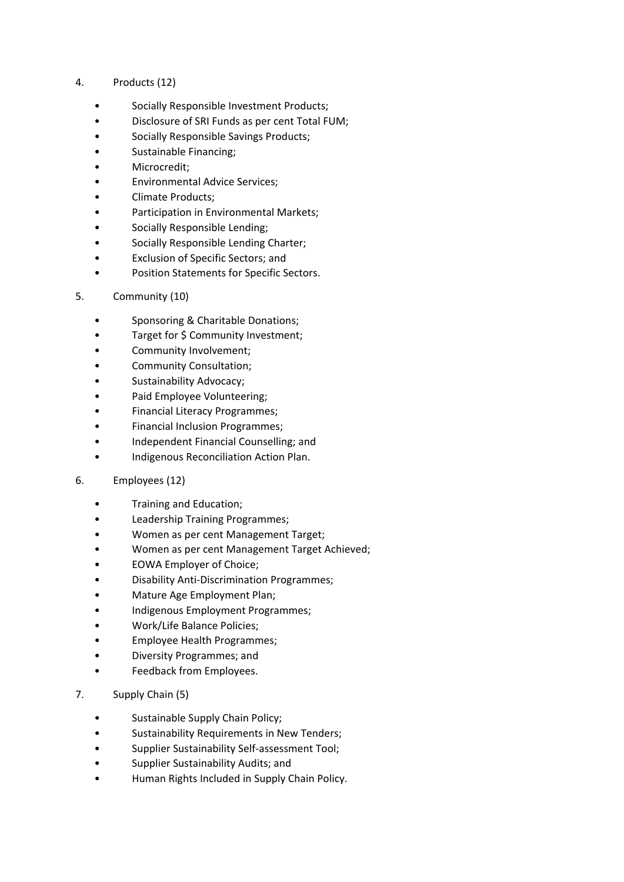4. Products (12)

    - Socially Responsible Investment Products;
    - Disclosure of SRI Funds as per cent Total FUM;
    - Socially Responsible Savings Products;
    - Sustainable Financing;
    - Microcredit;
    - Environmental Advice Services;
    - Climate Products;
    - Participation in Environmental Markets;
    - Socially Responsible Lending;
    - Socially Responsible Lending Charter;
    - Exclusion of Specific Sectors; and
    - Position Statements for Specific Sectors.

5. Community (10)

    - Sponsoring & Charitable Donations;
    - Target for $ Community Investment;
    - Community Involvement;
    - Community Consultation;
    - Sustainability Advocacy;
    - Paid Employee Volunteering;
    - Financial Literacy Programmes;
    - Financial Inclusion Programmes;
    - Independent Financial Counselling; and
    - Indigenous Reconciliation Action Plan.

6. Employees (12)

    - Training and Education;
    - Leadership Training Programmes;
    - Women as per cent Management Target;
    - Women as per cent Management Target Achieved;
    - EOWA Employer of Choice;
    - Disability Anti-Discrimination Programmes;
    - Mature Age Employment Plan;
    - Indigenous Employment Programmes;
    - Work/Life Balance Policies;
    - Employee Health Programmes;
    - Diversity Programmes; and
    - Feedback from Employees.

7. Supply Chain (5)

    - Sustainable Supply Chain Policy;
    - Sustainability Requirements in New Tenders;
    - Supplier Sustainability Self-assessment Tool;
    - Supplier Sustainability Audits; and
    - Human Rights Included in Supply Chain Policy.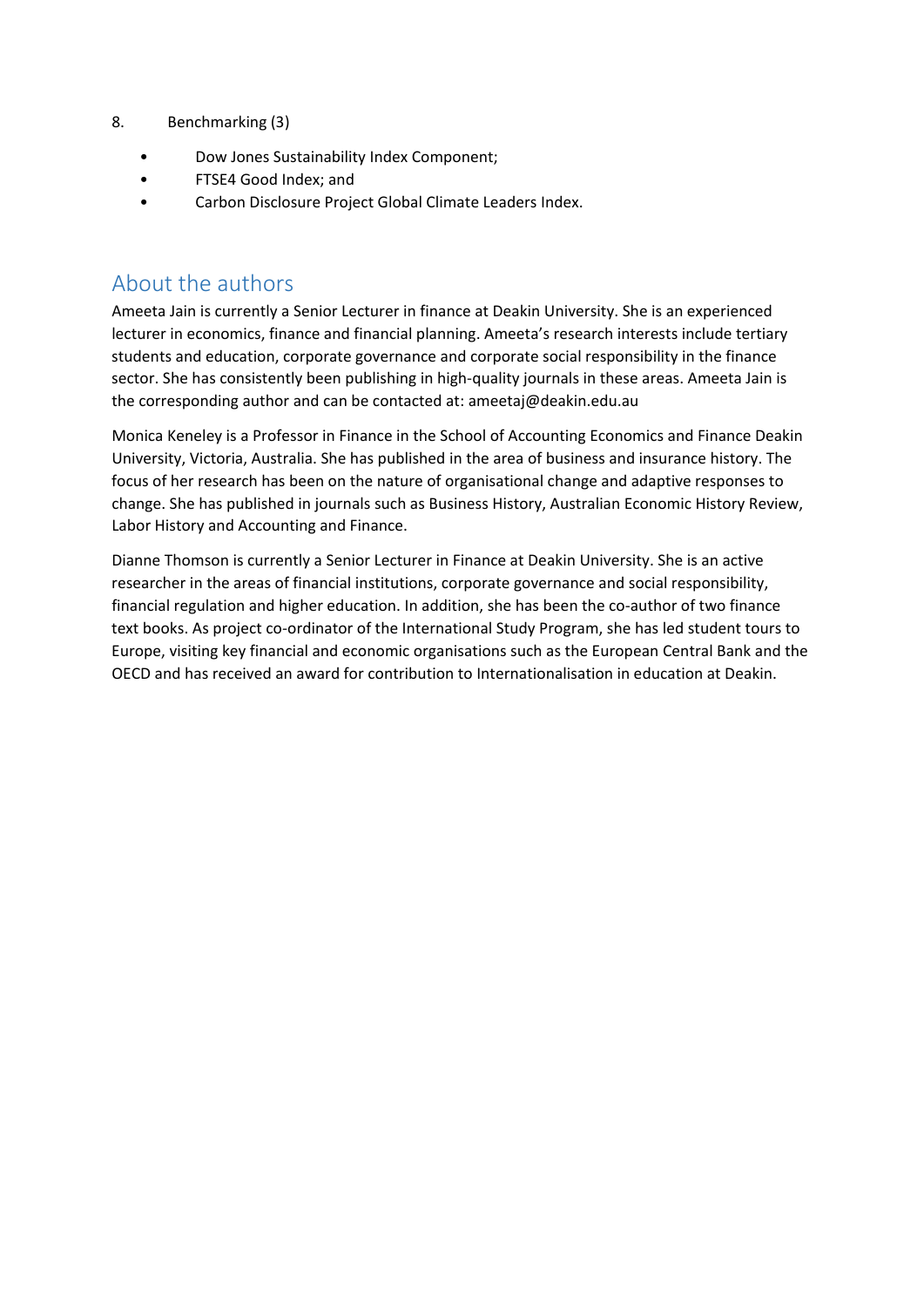8. Benchmarking (3)

- Dow Jones Sustainability Index Component;
- FTSE4 Good Index; and
- Carbon Disclosure Project Global Climate Leaders Index.

## About the authors

Ameeta Jain is currently a Senior Lecturer in finance at Deakin University. She is an experienced lecturer in economics, finance and financial planning. Ameeta's research interests include tertiary students and education, corporate governance and corporate social responsibility in the finance sector. She has consistently been publishing in high-quality journals in these areas. Ameeta Jain is the corresponding author and can be contacted at: ameetaj@deakin.edu.au

Monica Keneley is a Professor in Finance in the School of Accounting Economics and Finance Deakin University, Victoria, Australia. She has published in the area of business and insurance history. The focus of her research has been on the nature of organisational change and adaptive responses to change. She has published in journals such as Business History, Australian Economic History Review, Labor History and Accounting and Finance.

Dianne Thomson is currently a Senior Lecturer in Finance at Deakin University. She is an active researcher in the areas of financial institutions, corporate governance and social responsibility, financial regulation and higher education. In addition, she has been the co-author of two finance text books. As project co-ordinator of the International Study Program, she has led student tours to Europe, visiting key financial and economic organisations such as the European Central Bank and the OECD and has received an award for contribution to Internationalisation in education at Deakin.